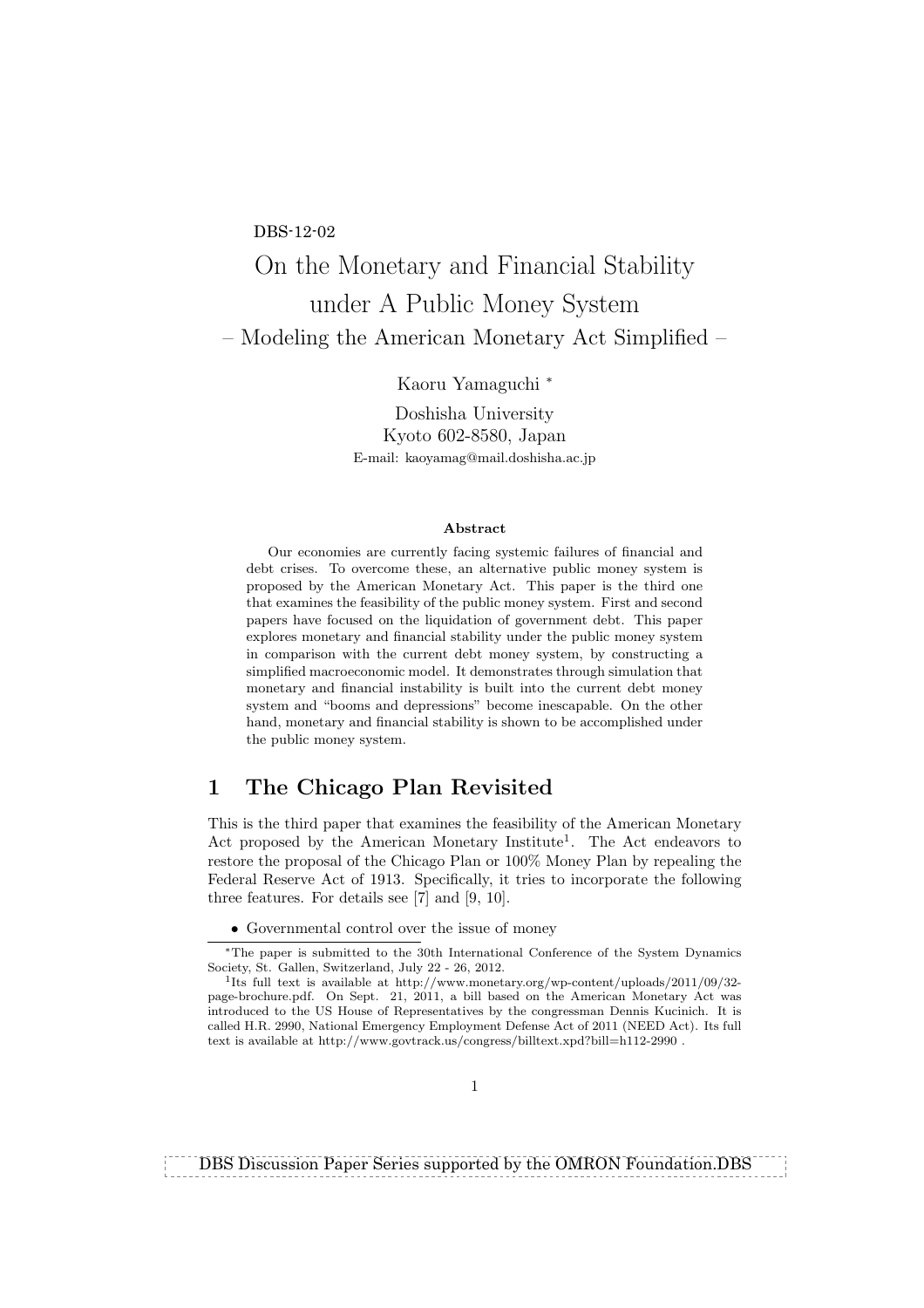DBS-12-02

# On the Monetary and Financial Stability under A Public Money System

## – Modeling the American Monetary Act Simplified –

Kaoru Yamaguchi [*]

Doshisha University
Kyoto 602-8580, Japan
E-mail: kaoyamag@mail.doshisha.ac.jp

**Abstract**

Our economies are currently facing systemic failures of financial and debt crises. To overcome these, an alternative public money system is proposed by the American Monetary Act. This paper is the third one that examines the feasibility of the public money system. First and second papers have focused on the liquidation of government debt. This paper explores monetary and financial stability under the public money system in comparison with the current debt money system, by constructing a simplified macroeconomic model. It demonstrates through simulation that monetary and financial instability is built into the current debt money system and "booms and depressions" become inescapable. On the other hand, monetary and financial stability is shown to be accomplished under the public money system.

## 1 The Chicago Plan Revisited

This is the third paper that examines the feasibility of the American Monetary Act proposed by the American Monetary Institute[1]. The Act endeavors to restore the proposal of the Chicago Plan or 100% Money Plan by repealing the Federal Reserve Act of 1913. Specifically, it tries to incorporate the following three features. For details see [7] and [9, 10].

- Governmental control over the issue of money

[*] The paper is submitted to the 30th International Conference of the System Dynamics Society, St. Gallen, Switzerland, July 22 - 26, 2012.

[1] Its full text is available at http://www.monetary.org/wp-content/uploads/2011/09/32-page-brochure.pdf. On Sept. 21, 2011, a bill based on the American Monetary Act was introduced to the US House of Representatives by the congressman Dennis Kucinich. It is called H.R. 2990, National Emergency Employment Defense Act of 2011 (NEED Act). Its full text is available at http://www.govtrack.us/congress/billtext.xpd?bill=h112-2990 .

DBS Discussion Paper Series supported by the OMRON Foundation.DBS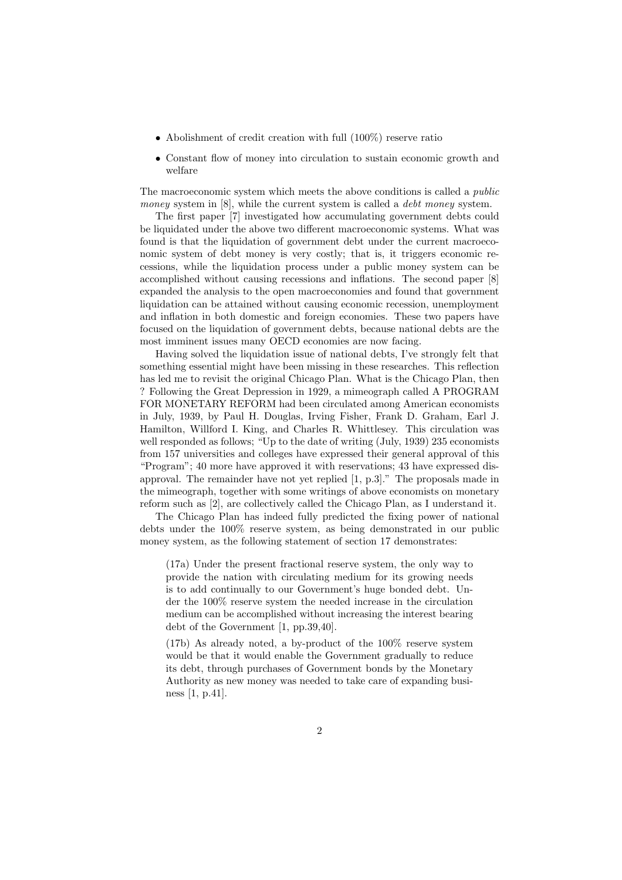- Abolishment of credit creation with full (100%) reserve ratio
- Constant flow of money into circulation to sustain economic growth and welfare

The macroeconomic system which meets the above conditions is called a *public money* system in [8], while the current system is called a *debt money* system.

The first paper [7] investigated how accumulating government debts could be liquidated under the above two different macroeconomic systems. What was found is that the liquidation of government debt under the current macroeconomic system of debt money is very costly; that is, it triggers economic recessions, while the liquidation process under a public money system can be accomplished without causing recessions and inflations. The second paper [8] expanded the analysis to the open macroeconomies and found that government liquidation can be attained without causing economic recession, unemployment and inflation in both domestic and foreign economies. These two papers have focused on the liquidation of government debts, because national debts are the most imminent issues many OECD economies are now facing.

Having solved the liquidation issue of national debts, I've strongly felt that something essential might have been missing in these researches. This reflection has led me to revisit the original Chicago Plan. What is the Chicago Plan, then ? Following the Great Depression in 1929, a mimeograph called A PROGRAM FOR MONETARY REFORM had been circulated among American economists in July, 1939, by Paul H. Douglas, Irving Fisher, Frank D. Graham, Earl J. Hamilton, Willford I. King, and Charles R. Whittlesey. This circulation was well responded as follows; "Up to the date of writing (July, 1939) 235 economists from 157 universities and colleges have expressed their general approval of this "Program"; 40 more have approved it with reservations; 43 have expressed disapproval. The remainder have not yet replied [1, p.3]." The proposals made in the mimeograph, together with some writings of above economists on monetary reform such as [2], are collectively called the Chicago Plan, as I understand it.

The Chicago Plan has indeed fully predicted the fixing power of national debts under the 100% reserve system, as being demonstrated in our public money system, as the following statement of section 17 demonstrates:

> (17a) Under the present fractional reserve system, the only way to provide the nation with circulating medium for its growing needs is to add continually to our Government's huge bonded debt. Under the 100% reserve system the needed increase in the circulation medium can be accomplished without increasing the interest bearing debt of the Government [1, pp.39,40].
>
> (17b) As already noted, a by-product of the 100% reserve system would be that it would enable the Government gradually to reduce its debt, through purchases of Government bonds by the Monetary Authority as new money was needed to take care of expanding business [1, p.41].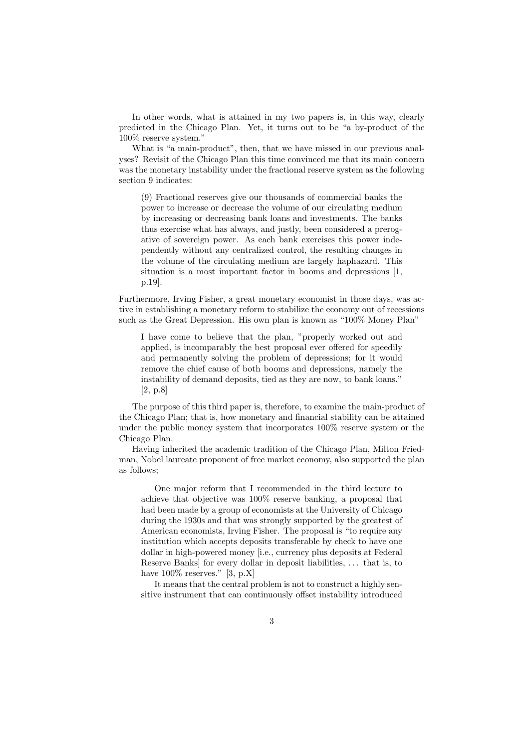In other words, what is attained in my two papers is, in this way, clearly predicted in the Chicago Plan. Yet, it turns out to be "a by-product of the 100% reserve system."

What is "a main-product", then, that we have missed in our previous analyses? Revisit of the Chicago Plan this time convinced me that its main concern was the monetary instability under the fractional reserve system as the following section 9 indicates:

> (9) Fractional reserves give our thousands of commercial banks the power to increase or decrease the volume of our circulating medium by increasing or decreasing bank loans and investments. The banks thus exercise what has always, and justly, been considered a prerogative of sovereign power. As each bank exercises this power independently without any centralized control, the resulting changes in the volume of the circulating medium are largely haphazard. This situation is a most important factor in booms and depressions [1, p.19].

Furthermore, Irving Fisher, a great monetary economist in those days, was active in establishing a monetary reform to stabilize the economy out of recessions such as the Great Depression. His own plan is known as "100% Money Plan"

> I have come to believe that the plan, "properly worked out and applied, is incomparably the best proposal ever offered for speedily and permanently solving the problem of depressions; for it would remove the chief cause of both booms and depressions, namely the instability of demand deposits, tied as they are now, to bank loans." [2, p.8]

The purpose of this third paper is, therefore, to examine the main-product of the Chicago Plan; that is, how monetary and financial stability can be attained under the public money system that incorporates 100% reserve system or the Chicago Plan.

Having inherited the academic tradition of the Chicago Plan, Milton Friedman, Nobel laureate proponent of free market economy, also supported the plan as follows;

> One major reform that I recommended in the third lecture to achieve that objective was 100% reserve banking, a proposal that had been made by a group of economists at the University of Chicago during the 1930s and that was strongly supported by the greatest of American economists, Irving Fisher. The proposal is "to require any institution which accepts deposits transferable by check to have one dollar in high-powered money [i.e., currency plus deposits at Federal Reserve Banks] for every dollar in deposit liabilities, ... that is, to have 100% reserves." [3, p.X]
>
> It means that the central problem is not to construct a highly sensitive instrument that can continuously offset instability introduced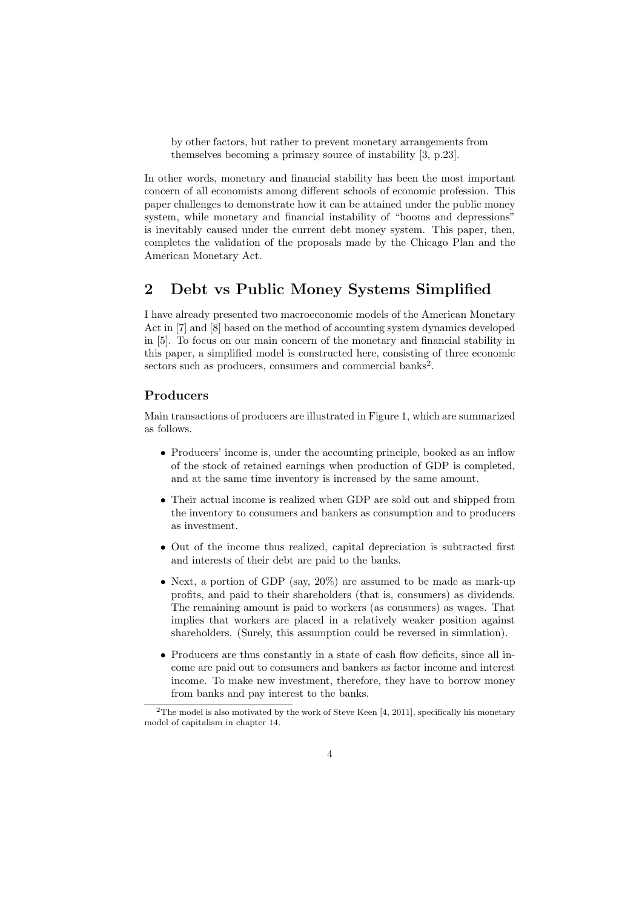by other factors, but rather to prevent monetary arrangements from themselves becoming a primary source of instability [3, p.23].

In other words, monetary and financial stability has been the most important concern of all economists among different schools of economic profession. This paper challenges to demonstrate how it can be attained under the public money system, while monetary and financial instability of "booms and depressions" is inevitably caused under the current debt money system. This paper, then, completes the validation of the proposals made by the Chicago Plan and the American Monetary Act.

## 2 Debt vs Public Money Systems Simplified

I have already presented two macroeconomic models of the American Monetary Act in [7] and [8] based on the method of accounting system dynamics developed in [5]. To focus on our main concern of the monetary and financial stability in this paper, a simplified model is constructed here, consisting of three economic sectors such as producers, consumers and commercial banks[2].

### Producers

Main transactions of producers are illustrated in Figure 1, which are summarized as follows.

- Producers' income is, under the accounting principle, booked as an inflow of the stock of retained earnings when production of GDP is completed, and at the same time inventory is increased by the same amount.
- Their actual income is realized when GDP are sold out and shipped from the inventory to consumers and bankers as consumption and to producers as investment.
- Out of the income thus realized, capital depreciation is subtracted first and interests of their debt are paid to the banks.
- Next, a portion of GDP (say, 20%) are assumed to be made as mark-up profits, and paid to their shareholders (that is, consumers) as dividends. The remaining amount is paid to workers (as consumers) as wages. That implies that workers are placed in a relatively weaker position against shareholders. (Surely, this assumption could be reversed in simulation).
- Producers are thus constantly in a state of cash flow deficits, since all income are paid out to consumers and bankers as factor income and interest income. To make new investment, therefore, they have to borrow money from banks and pay interest to the banks.

[2] The model is also motivated by the work of Steve Keen [4, 2011], specifically his monetary model of capitalism in chapter 14.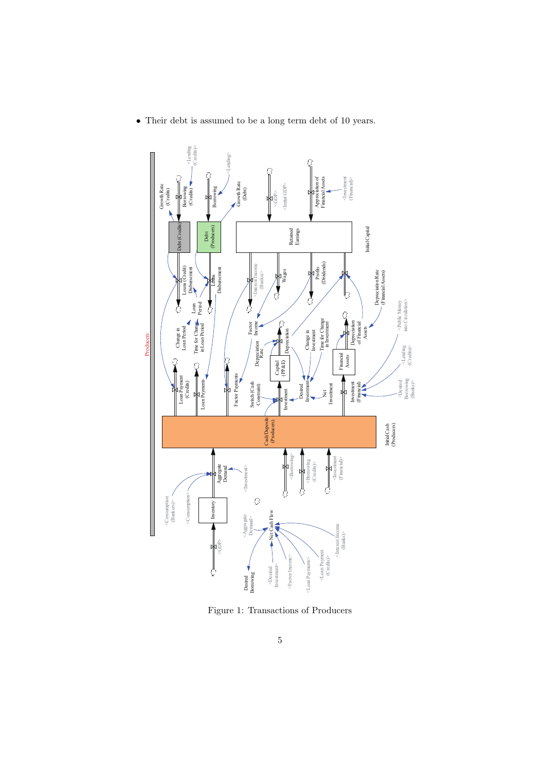- Their debt is assumed to be a long term debt of 10 years.

Figure 1: Transactions of Producers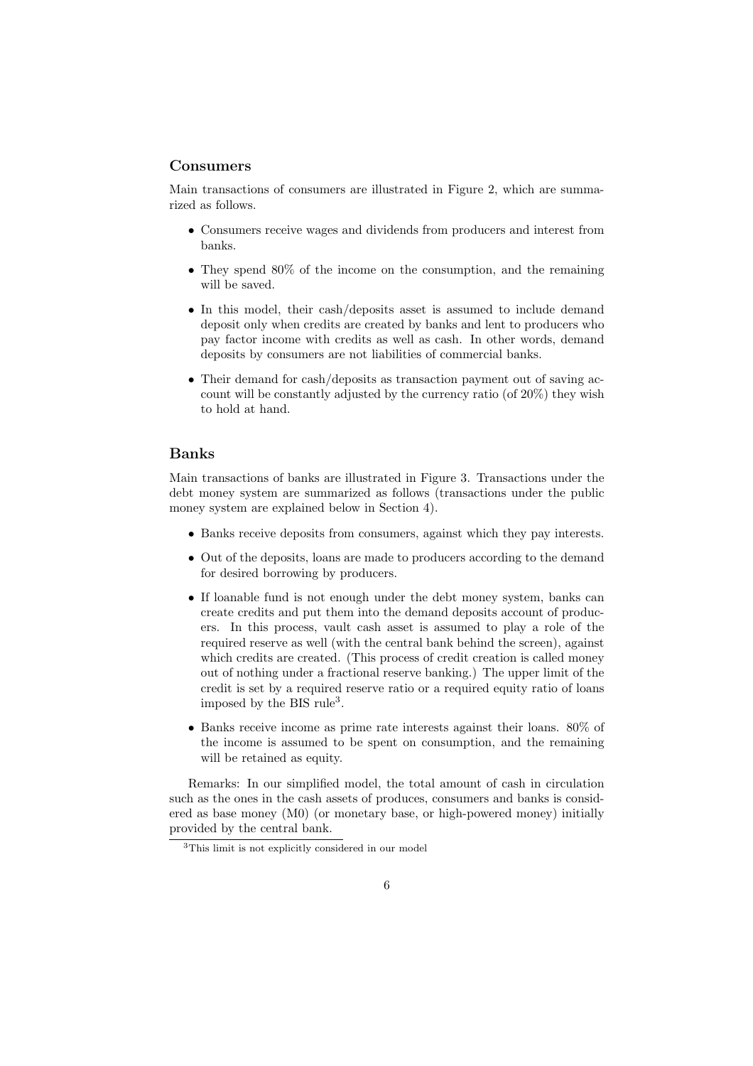### Consumers

Main transactions of consumers are illustrated in Figure 2, which are summarized as follows.

- Consumers receive wages and dividends from producers and interest from banks.
- They spend 80% of the income on the consumption, and the remaining will be saved.
- In this model, their cash/deposits asset is assumed to include demand deposit only when credits are created by banks and lent to producers who pay factor income with credits as well as cash. In other words, demand deposits by consumers are not liabilities of commercial banks.
- Their demand for cash/deposits as transaction payment out of saving account will be constantly adjusted by the currency ratio (of 20%) they wish to hold at hand.

### Banks

Main transactions of banks are illustrated in Figure 3. Transactions under the debt money system are summarized as follows (transactions under the public money system are explained below in Section 4).

- Banks receive deposits from consumers, against which they pay interests.
- Out of the deposits, loans are made to producers according to the demand for desired borrowing by producers.
- If loanable fund is not enough under the debt money system, banks can create credits and put them into the demand deposits account of producers. In this process, vault cash asset is assumed to play a role of the required reserve as well (with the central bank behind the screen), against which credits are created. (This process of credit creation is called money out of nothing under a fractional reserve banking.) The upper limit of the credit is set by a required reserve ratio or a required equity ratio of loans imposed by the BIS rule[3].
- Banks receive income as prime rate interests against their loans. 80% of the income is assumed to be spent on consumption, and the remaining will be retained as equity.

Remarks: In our simplified model, the total amount of cash in circulation such as the ones in the cash assets of produces, consumers and banks is considered as base money (M0) (or monetary base, or high-powered money) initially provided by the central bank.

[3]This limit is not explicitly considered in our model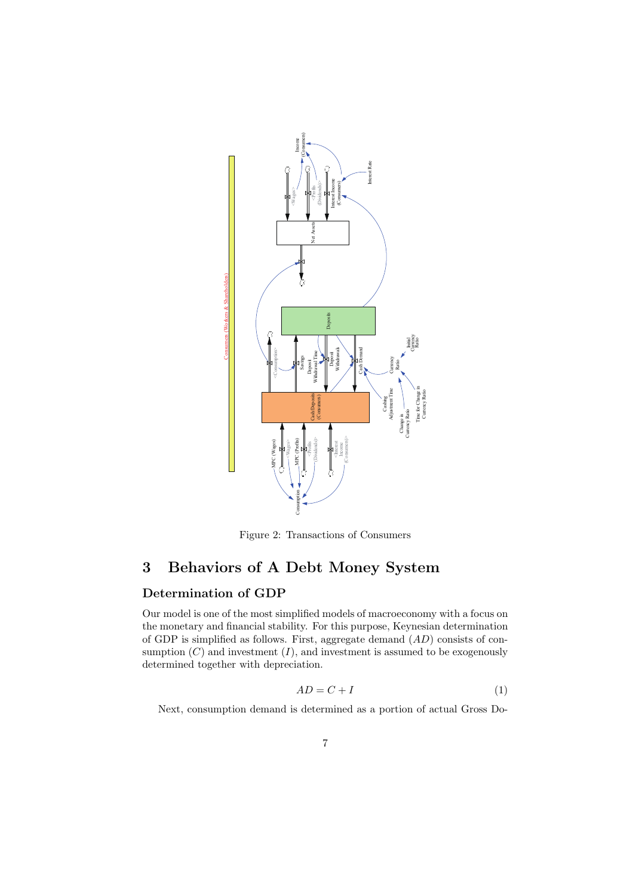Figure 2: Transactions of Consumers

## 3 Behaviors of A Debt Money System

### Determination of GDP

Our model is one of the most simplified models of macroeconomy with a focus on the monetary and financial stability. For this purpose, Keynesian determination of GDP is simplified as follows. First, aggregate demand ($AD$) consists of consumption ($C$) and investment ($I$), and investment is assumed to be exogenously determined together with depreciation.

$$AD = C + I \tag{1}$$

Next, consumption demand is determined as a portion of actual Gross Do-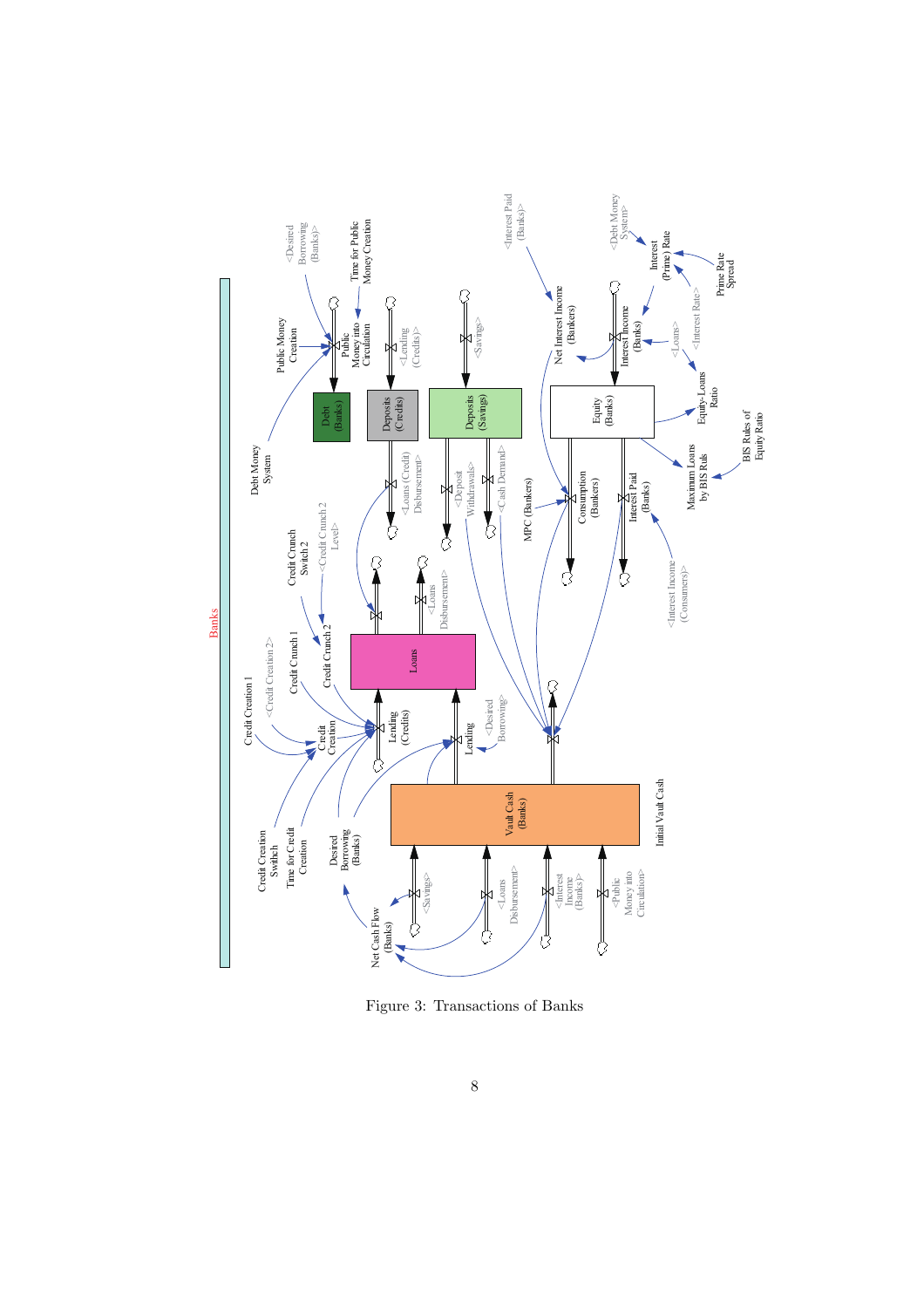Figure 3: Transactions of Banks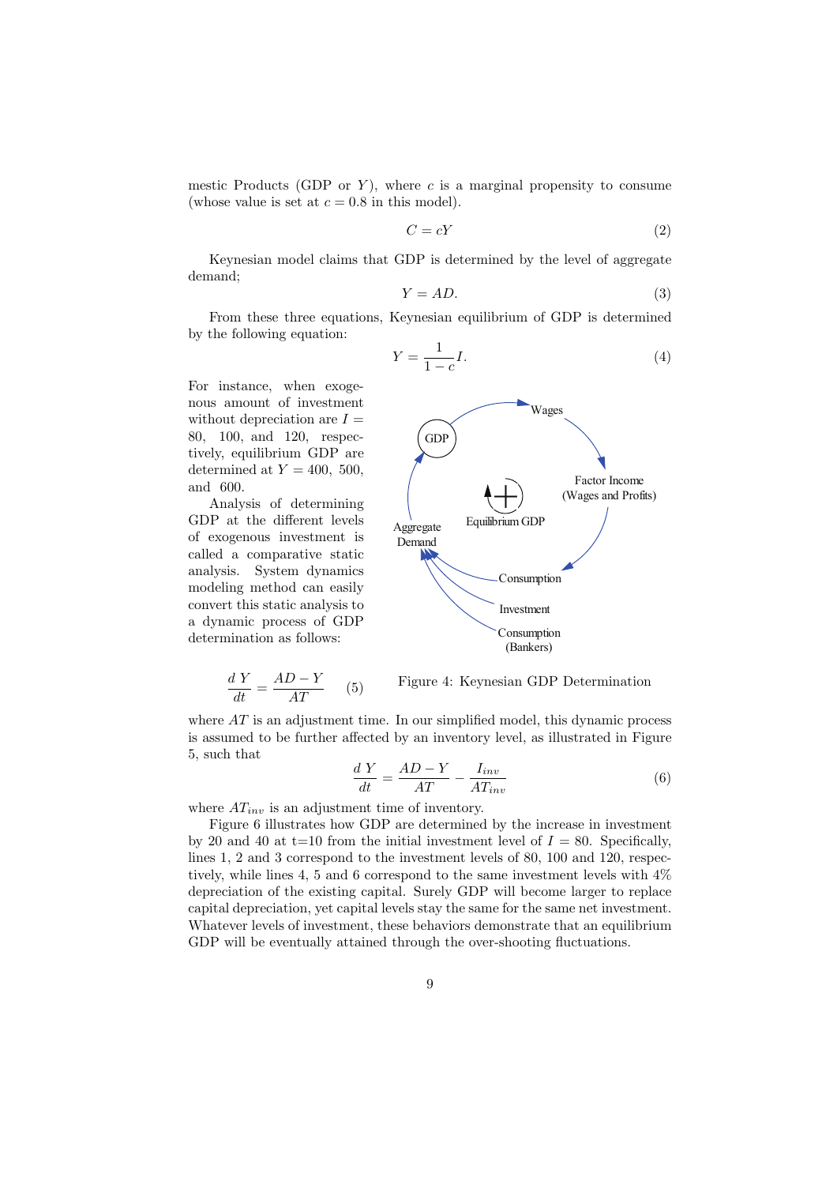mestic Products (GDP or $Y$), where $c$ is a marginal propensity to consume (whose value is set at $c = 0.8$ in this model).

$$C = cY \tag{2}$$

Keynesian model claims that GDP is determined by the level of aggregate demand;

$$Y = AD. \tag{3}$$

From these three equations, Keynesian equilibrium of GDP is determined by the following equation:

$$Y = \frac{1}{1-c} I. \tag{4}$$

For instance, when exogenous amount of investment without depreciation are $I = 80$, $100$, and $120$, respectively, equilibrium GDP are determined at $Y = 400$, $500$, and $600$.

Analysis of determining GDP at the different levels of exogenous investment is called a comparative static analysis. System dynamics modeling method can easily convert this static analysis to a dynamic process of GDP determination as follows:

$$\frac{dY}{dt} = \frac{AD - Y}{AT} \tag{5}$$

Figure 4: Keynesian GDP Determination

where $AT$ is an adjustment time. In our simplified model, this dynamic process is assumed to be further affected by an inventory level, as illustrated in Figure 5, such that

$$\frac{dY}{dt} = \frac{AD - Y}{AT} - \frac{I_{inv}}{AT_{inv}} \tag{6}$$

where $AT_{inv}$ is an adjustment time of inventory.

Figure 6 illustrates how GDP are determined by the increase in investment by 20 and 40 at t=10 from the initial investment level of $I = 80$. Specifically, lines 1, 2 and 3 correspond to the investment levels of 80, 100 and 120, respectively, while lines 4, 5 and 6 correspond to the same investment levels with 4% depreciation of the existing capital. Surely GDP will become larger to replace capital depreciation, yet capital levels stay the same for the same net investment. Whatever levels of investment, these behaviors demonstrate that an equilibrium GDP will be eventually attained through the over-shooting fluctuations.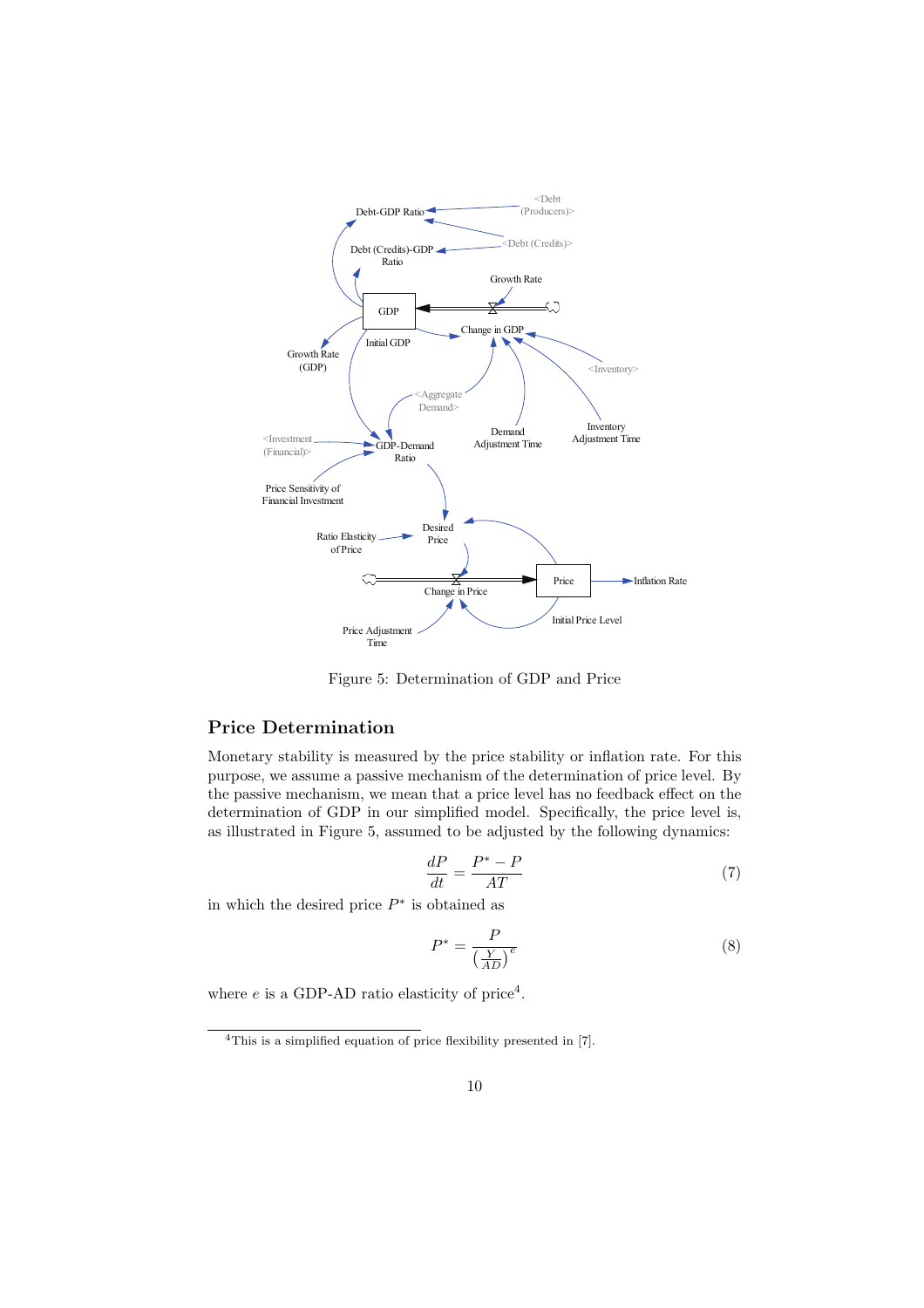Figure 5: Determination of GDP and Price

## Price Determination

Monetary stability is measured by the price stability or inflation rate. For this purpose, we assume a passive mechanism of the determination of price level. By the passive mechanism, we mean that a price level has no feedback effect on the determination of GDP in our simplified model. Specifically, the price level is, as illustrated in Figure 5, assumed to be adjusted by the following dynamics:

$$\frac{dP}{dt} = \frac{P^* - P}{AT} \tag{7}$$

in which the desired price $P^*$ is obtained as

$$P^* = \frac{P}{\left(\frac{Y}{AD}\right)^e} \tag{8}$$

where $e$ is a GDP-AD ratio elasticity of price[4].

[4] This is a simplified equation of price flexibility presented in [7].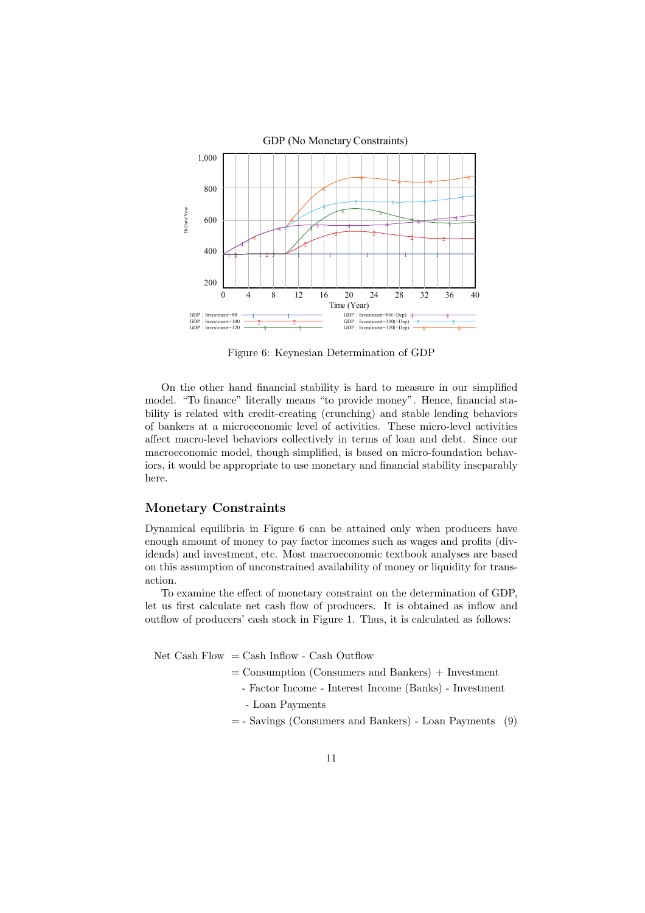Figure 6: Keynesian Determination of GDP

On the other hand financial stability is hard to measure in our simplified model. "To finance" literally means "to provide money". Hence, financial stability is related with credit-creating (crunching) and stable lending behaviors of bankers at a microeconomic level of activities. These micro-level activities affect macro-level behaviors collectively in terms of loan and debt. Since our macroeconomic model, though simplified, is based on micro-foundation behaviors, it would be appropriate to use monetary and financial stability inseparably here.

## Monetary Constraints

Dynamical equilibria in Figure 6 can be attained only when producers have enough amount of money to pay factor incomes such as wages and profits (dividends) and investment, etc. Most macroeconomic textbook analyses are based on this assumption of unconstrained availability of money or liquidity for transaction.

To examine the effect of monetary constraint on the determination of GDP, let us first calculate net cash flow of producers. It is obtained as inflow and outflow of producers' cash stock in Figure 1. Thus, it is calculated as follows:

$$
\begin{aligned}
\text{Net Cash Flow} &= \text{Cash Inflow - Cash Outflow} \\
&= \text{Consumption (Consumers and Bankers) + Investment} \\
&\quad \text{- Factor Income - Interest Income (Banks) - Investment} \\
&\quad \text{- Loan Payments} \\
&= \text{- Savings (Consumers and Bankers) - Loan Payments} \quad (9)
\end{aligned}
$$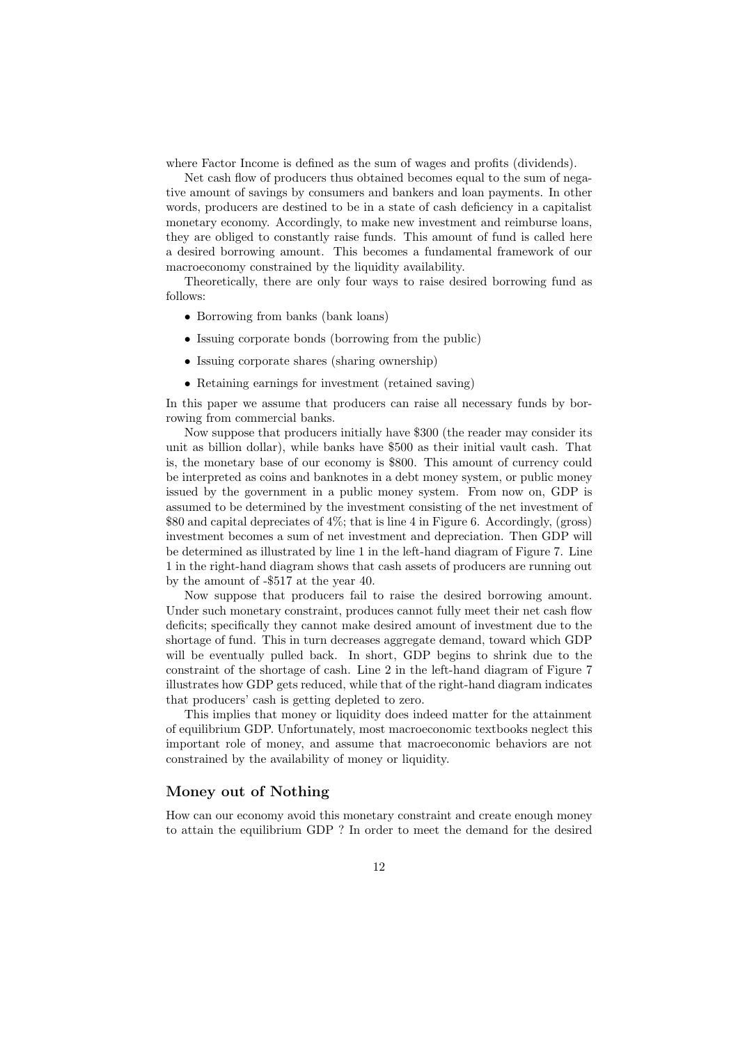where Factor Income is defined as the sum of wages and profits (dividends).

Net cash flow of producers thus obtained becomes equal to the sum of negative amount of savings by consumers and bankers and loan payments. In other words, producers are destined to be in a state of cash deficiency in a capitalist monetary economy. Accordingly, to make new investment and reimburse loans, they are obliged to constantly raise funds. This amount of fund is called here a desired borrowing amount. This becomes a fundamental framework of our macroeconomy constrained by the liquidity availability.

Theoretically, there are only four ways to raise desired borrowing fund as follows:

- Borrowing from banks (bank loans)
- Issuing corporate bonds (borrowing from the public)
- Issuing corporate shares (sharing ownership)
- Retaining earnings for investment (retained saving)

In this paper we assume that producers can raise all necessary funds by borrowing from commercial banks.

Now suppose that producers initially have \$300 (the reader may consider its unit as billion dollar), while banks have \$500 as their initial vault cash. That is, the monetary base of our economy is \$800. This amount of currency could be interpreted as coins and banknotes in a debt money system, or public money issued by the government in a public money system. From now on, GDP is assumed to be determined by the investment consisting of the net investment of \$80 and capital depreciates of 4%; that is line 4 in Figure 6. Accordingly, (gross) investment becomes a sum of net investment and depreciation. Then GDP will be determined as illustrated by line 1 in the left-hand diagram of Figure 7. Line 1 in the right-hand diagram shows that cash assets of producers are running out by the amount of -\$517 at the year 40.

Now suppose that producers fail to raise the desired borrowing amount. Under such monetary constraint, produces cannot fully meet their net cash flow deficits; specifically they cannot make desired amount of investment due to the shortage of fund. This in turn decreases aggregate demand, toward which GDP will be eventually pulled back. In short, GDP begins to shrink due to the constraint of the shortage of cash. Line 2 in the left-hand diagram of Figure 7 illustrates how GDP gets reduced, while that of the right-hand diagram indicates that producers' cash is getting depleted to zero.

This implies that money or liquidity does indeed matter for the attainment of equilibrium GDP. Unfortunately, most macroeconomic textbooks neglect this important role of money, and assume that macroeconomic behaviors are not constrained by the availability of money or liquidity.

## Money out of Nothing

How can our economy avoid this monetary constraint and create enough money to attain the equilibrium GDP ? In order to meet the demand for the desired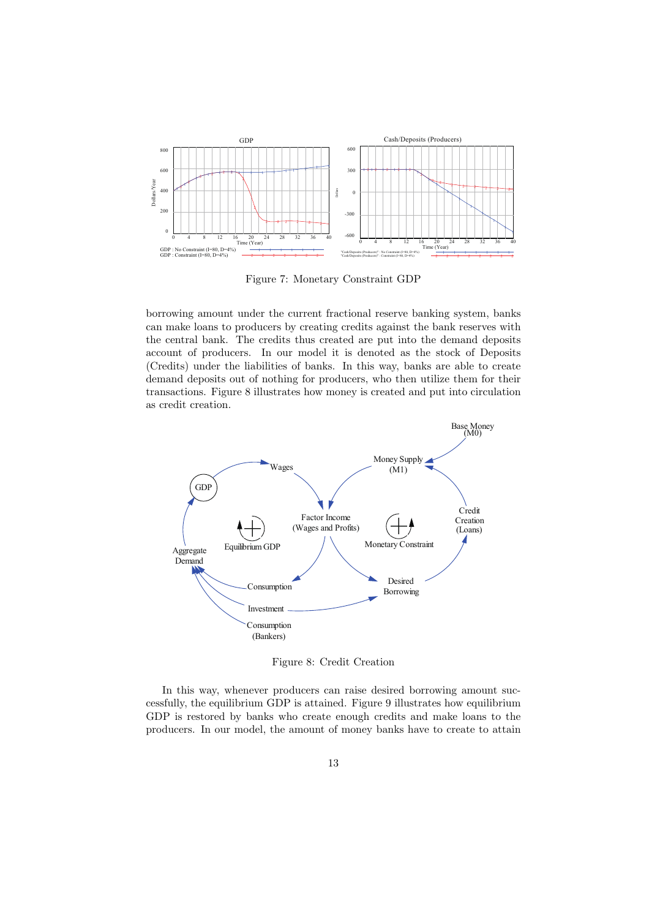Figure 7: Monetary Constraint GDP

borrowing amount under the current fractional reserve banking system, banks can make loans to producers by creating credits against the bank reserves with the central bank. The credits thus created are put into the demand deposits account of producers. In our model it is denoted as the stock of Deposits (Credits) under the liabilities of banks. In this way, banks are able to create demand deposits out of nothing for producers, who then utilize them for their transactions. Figure 8 illustrates how money is created and put into circulation as credit creation.

Figure 8: Credit Creation

In this way, whenever producers can raise desired borrowing amount successfully, the equilibrium GDP is attained. Figure 9 illustrates how equilibrium GDP is restored by banks who create enough credits and make loans to the producers. In our model, the amount of money banks have to create to attain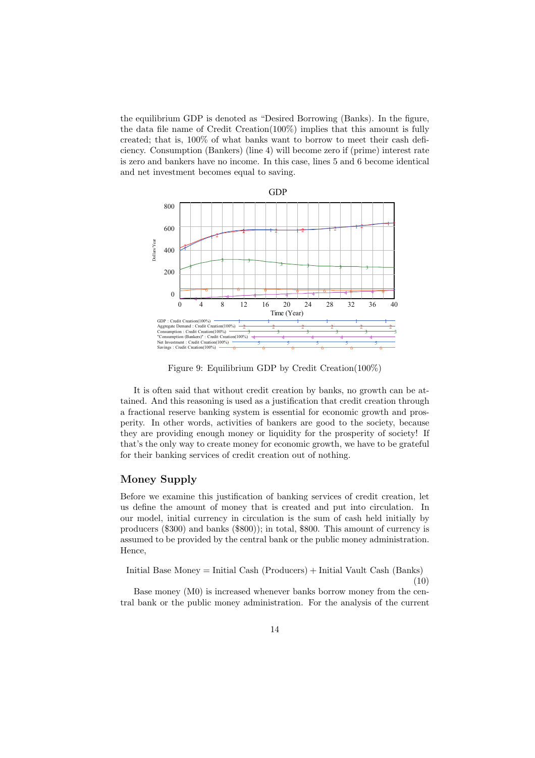the equilibrium GDP is denoted as "Desired Borrowing (Banks). In the figure, the data file name of Credit Creation(100%) implies that this amount is fully created; that is, 100% of what banks want to borrow to meet their cash deficiency. Consumption (Bankers) (line 4) will become zero if (prime) interest rate is zero and bankers have no income. In this case, lines 5 and 6 become identical and net investment becomes equal to saving.

Figure 9: Equilibrium GDP by Credit Creation(100%)

It is often said that without credit creation by banks, no growth can be attained. And this reasoning is used as a justification that credit creation through a fractional reserve banking system is essential for economic growth and prosperity. In other words, activities of bankers are good to the society, because they are providing enough money or liquidity for the prosperity of society! If that's the only way to create money for economic growth, we have to be grateful for their banking services of credit creation out of nothing.

## Money Supply

Before we examine this justification of banking services of credit creation, let us define the amount of money that is created and put into circulation. In our model, initial currency in circulation is the sum of cash held initially by producers ($300) and banks ($800)); in total, $800. This amount of currency is assumed to be provided by the central bank or the public money administration. Hence,

$$\text{Initial Base Money} = \text{Initial Cash (Producers)} + \text{Initial Vault Cash (Banks)} \tag{10}$$

Base money (M0) is increased whenever banks borrow money from the central bank or the public money administration. For the analysis of the current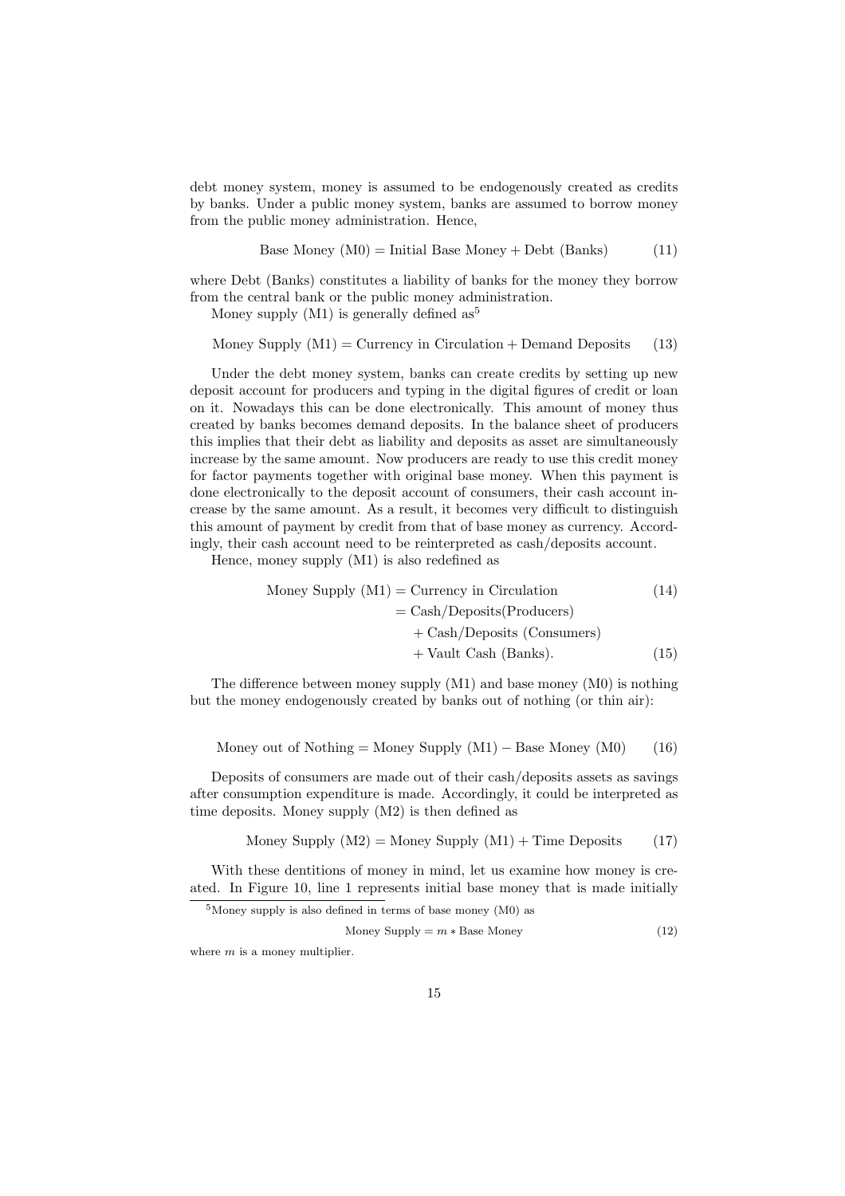debt money system, money is assumed to be endogenously created as credits by banks. Under a public money system, banks are assumed to borrow money from the public money administration. Hence,

$$\text{Base Money (M0)} = \text{Initial Base Money} + \text{Debt (Banks)} \tag{11}$$

where Debt (Banks) constitutes a liability of banks for the money they borrow from the central bank or the public money administration.

Money supply (M1) is generally defined as[5]

$$\text{Money Supply (M1)} = \text{Currency in Circulation} + \text{Demand Deposits} \tag{13}$$

Under the debt money system, banks can create credits by setting up new deposit account for producers and typing in the digital figures of credit or loan on it. Nowadays this can be done electronically. This amount of money thus created by banks becomes demand deposits. In the balance sheet of producers this implies that their debt as liability and deposits as asset are simultaneously increase by the same amount. Now producers are ready to use this credit money for factor payments together with original base money. When this payment is done electronically to the deposit account of consumers, their cash account increase by the same amount. As a result, it becomes very difficult to distinguish this amount of payment by credit from that of base money as currency. Accordingly, their cash account need to be reinterpreted as cash/deposits account.

Hence, money supply (M1) is also redefined as

$$\begin{aligned} \text{Money Supply (M1)} &= \text{Currency in Circulation} \quad (14) \\ &= \text{Cash/Deposits(Producers)} \\ &\quad + \text{Cash/Deposits (Consumers)} \\ &\quad + \text{Vault Cash (Banks)}. \quad (15) \end{aligned}$$

The difference between money supply (M1) and base money (M0) is nothing but the money endogenously created by banks out of nothing (or thin air):

$$\text{Money out of Nothing} = \text{Money Supply (M1)} - \text{Base Money (M0)} \tag{16}$$

Deposits of consumers are made out of their cash/deposits assets as savings after consumption expenditure is made. Accordingly, it could be interpreted as time deposits. Money supply (M2) is then defined as

$$\text{Money Supply (M2)} = \text{Money Supply (M1)} + \text{Time Deposits} \tag{17}$$

With these dentitions of money in mind, let us examine how money is created. In Figure 10, line 1 represents initial base money that is made initially

[5] Money supply is also defined in terms of base money (M0) as

$$\text{Money Supply} = m * \text{Base Money} \tag{12}$$

where $m$ is a money multiplier.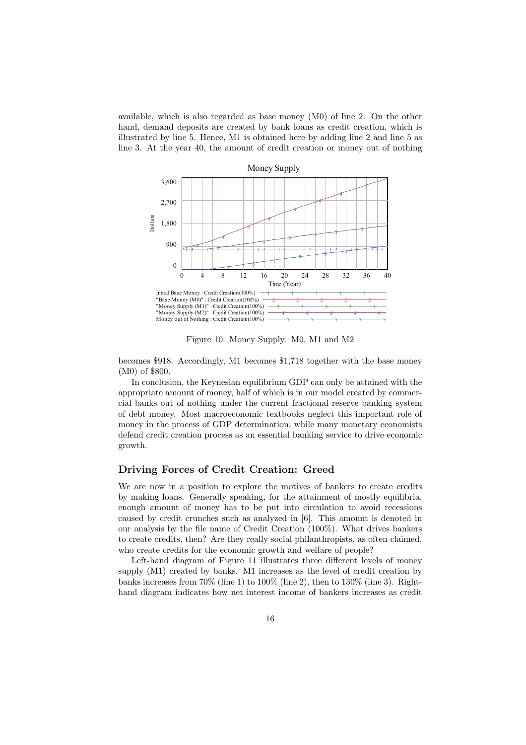available, which is also regarded as base money (M0) of line 2. On the other hand, demand deposits are created by bank loans as credit creation, which is illustrated by line 5. Hence, M1 is obtained here by adding line 2 and line 5 as line 3. At the year 40, the amount of credit creation or money out of nothing

Figure 10: Money Supply: M0, M1 and M2

becomes \$918. Accordingly, M1 becomes \$1,718 together with the base money (M0) of \$800.

In conclusion, the Keynesian equilibrium GDP can only be attained with the appropriate amount of money, half of which is in our model created by commercial banks out of nothing under the current fractional reserve banking system of debt money. Most macroeconomic textbooks neglect this important role of money in the process of GDP determination, while many monetary economists defend credit creation process as an essential banking service to drive economic growth.

## Driving Forces of Credit Creation: Greed

We are now in a position to explore the motives of bankers to create credits by making loans. Generally speaking, for the attainment of mostly equilibria, enough amount of money has to be put into circulation to avoid recessions caused by credit crunches such as analyzed in [6]. This amount is denoted in our analysis by the file name of Credit Creation (100%). What drives bankers to create credits, then? Are they really social philanthropists, as often claimed, who create credits for the economic growth and welfare of people?

Left-hand diagram of Figure 11 illustrates three different levels of money supply (M1) created by banks. M1 increases as the level of credit creation by banks increases from 70% (line 1) to 100% (line 2), then to 130% (line 3). Right-hand diagram indicates how net interest income of bankers increases as credit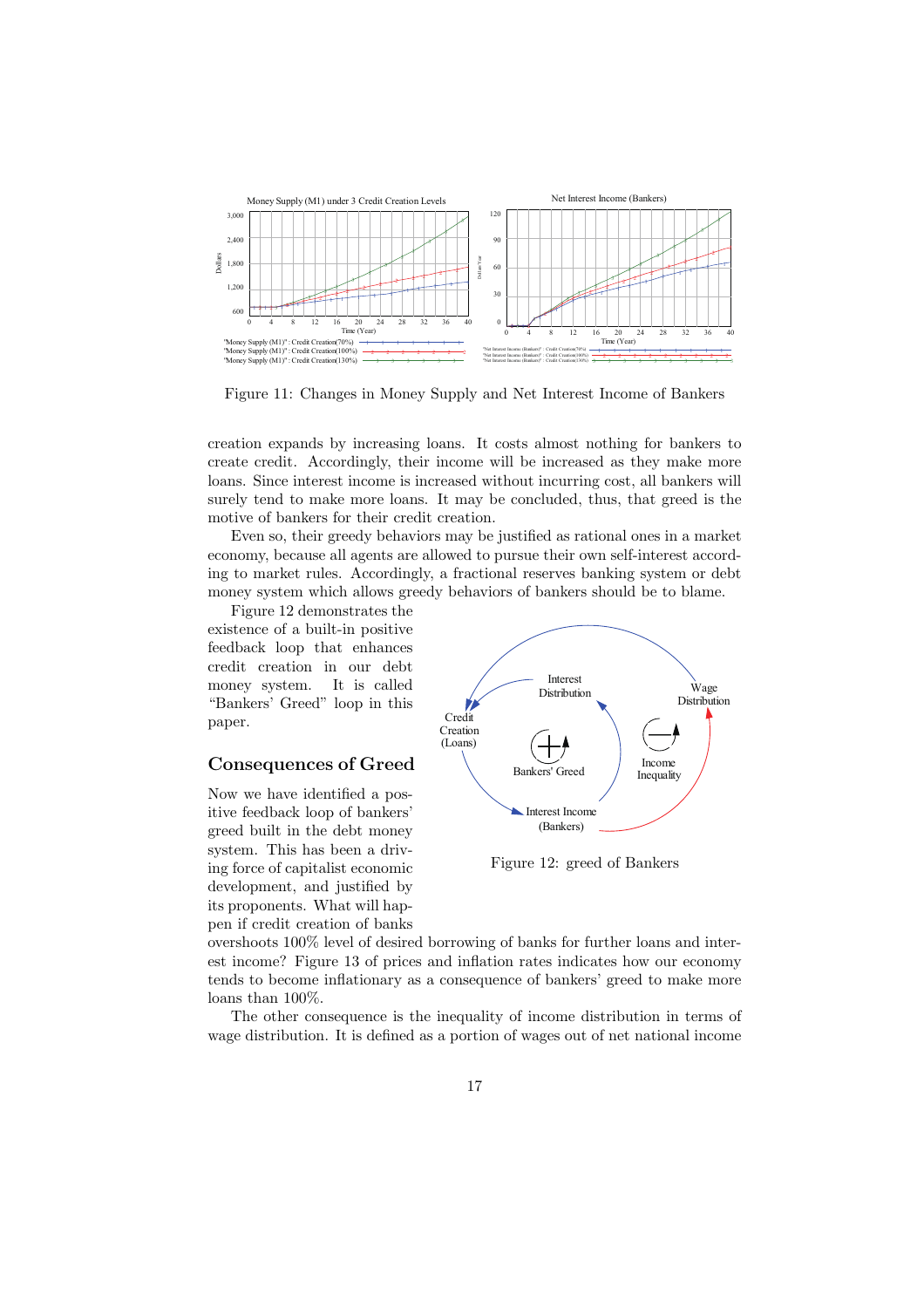Figure 11: Changes in Money Supply and Net Interest Income of Bankers

creation expands by increasing loans. It costs almost nothing for bankers to create credit. Accordingly, their income will be increased as they make more loans. Since interest income is increased without incurring cost, all bankers will surely tend to make more loans. It may be concluded, thus, that greed is the motive of bankers for their credit creation.

Even so, their greedy behaviors may be justified as rational ones in a market economy, because all agents are allowed to pursue their own self-interest according to market rules. Accordingly, a fractional reserves banking system or debt money system which allows greedy behaviors of bankers should be to blame.

Figure 12 demonstrates the existence of a built-in positive feedback loop that enhances credit creation in our debt money system. It is called "Bankers' Greed" loop in this paper.

Figure 12: greed of Bankers

## Consequences of Greed

Now we have identified a positive feedback loop of bankers' greed built in the debt money system. This has been a driving force of capitalist economic development, and justified by its proponents. What will happen if credit creation of banks overshoots 100% level of desired borrowing of banks for further loans and interest income? Figure 13 of prices and inflation rates indicates how our economy tends to become inflationary as a consequence of bankers' greed to make more loans than 100%.

The other consequence is the inequality of income distribution in terms of wage distribution. It is defined as a portion of wages out of net national income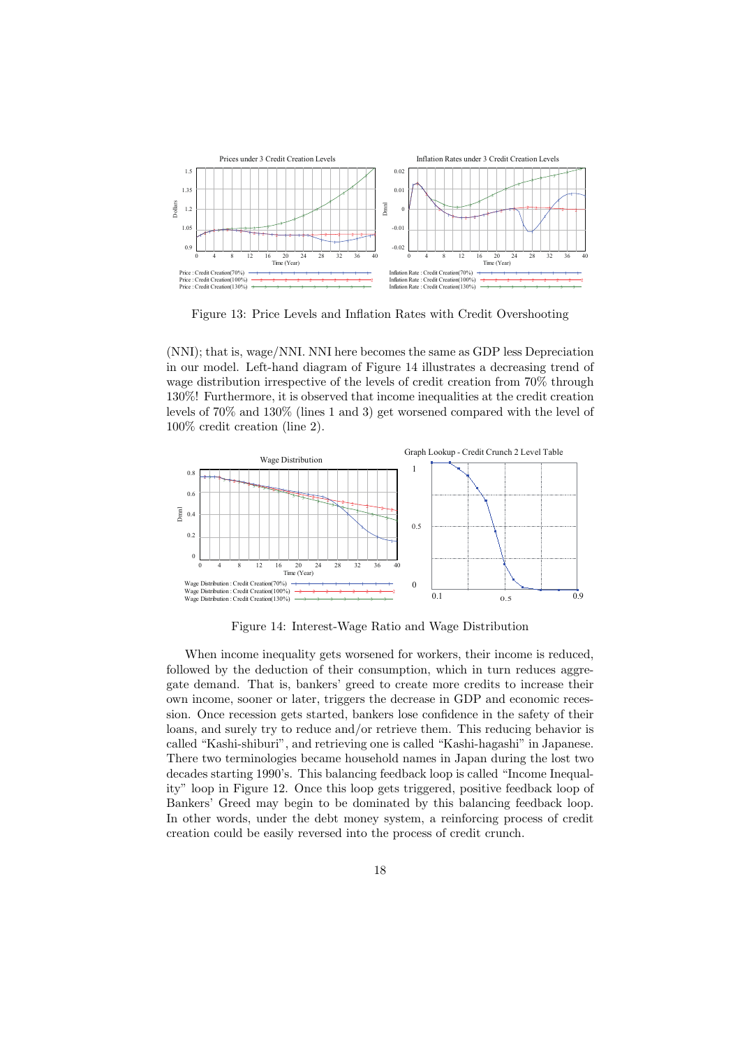Figure 13: Price Levels and Inflation Rates with Credit Overshooting

(NNI); that is, wage/NNI. NNI here becomes the same as GDP less Depreciation in our model. Left-hand diagram of Figure 14 illustrates a decreasing trend of wage distribution irrespective of the levels of credit creation from 70% through 130%! Furthermore, it is observed that income inequalities at the credit creation levels of 70% and 130% (lines 1 and 3) get worsened compared with the level of 100% credit creation (line 2).

Figure 14: Interest-Wage Ratio and Wage Distribution

When income inequality gets worsened for workers, their income is reduced, followed by the deduction of their consumption, which in turn reduces aggregate demand. That is, bankers' greed to create more credits to increase their own income, sooner or later, triggers the decrease in GDP and economic recession. Once recession gets started, bankers lose confidence in the safety of their loans, and surely try to reduce and/or retrieve them. This reducing behavior is called "Kashi-shiburi", and retrieving one is called "Kashi-hagashi" in Japanese. There two terminologies became household names in Japan during the lost two decades starting 1990's. This balancing feedback loop is called "Income Inequality" loop in Figure 12. Once this loop gets triggered, positive feedback loop of Bankers' Greed may begin to be dominated by this balancing feedback loop. In other words, under the debt money system, a reinforcing process of credit creation could be easily reversed into the process of credit crunch.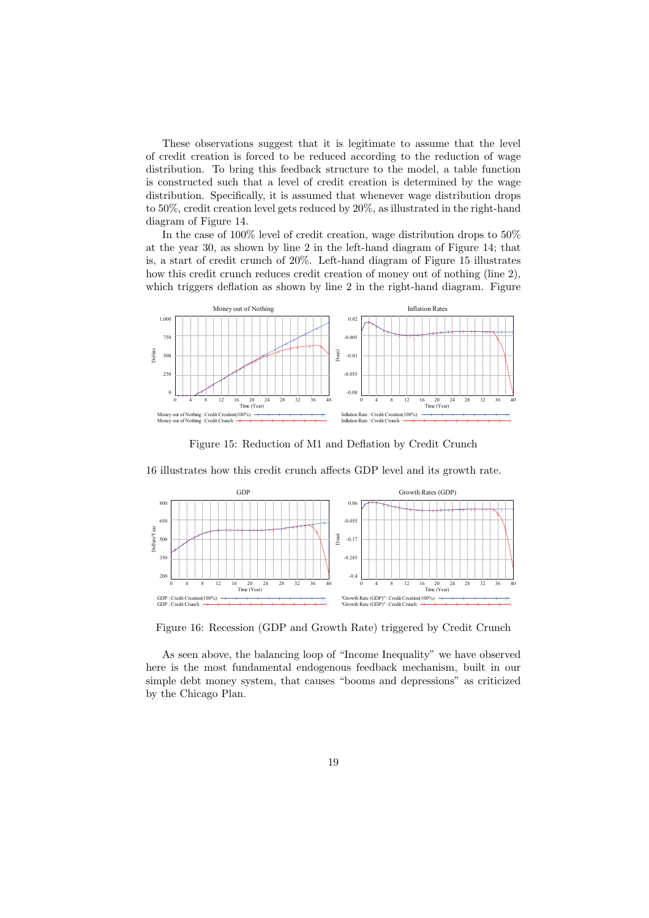These observations suggest that it is legitimate to assume that the level of credit creation is forced to be reduced according to the reduction of wage distribution. To bring this feedback structure to the model, a table function is constructed such that a level of credit creation is determined by the wage distribution. Specifically, it is assumed that whenever wage distribution drops to 50%, credit creation level gets reduced by 20%, as illustrated in the right-hand diagram of Figure 14.

In the case of 100% level of credit creation, wage distribution drops to 50% at the year 30, as shown by line 2 in the left-hand diagram of Figure 14; that is, a start of credit crunch of 20%. Left-hand diagram of Figure 15 illustrates how this credit crunch reduces credit creation of money out of nothing (line 2), which triggers deflation as shown by line 2 in the right-hand diagram. Figure 16 illustrates how this credit crunch affects GDP level and its growth rate.

Figure 15: Reduction of M1 and Deflation by Credit Crunch

Figure 16: Recession (GDP and Growth Rate) triggered by Credit Crunch

As seen above, the balancing loop of "Income Inequality" we have observed here is the most fundamental endogenous feedback mechanism, built in our simple debt money system, that causes "booms and depressions" as criticized by the Chicago Plan.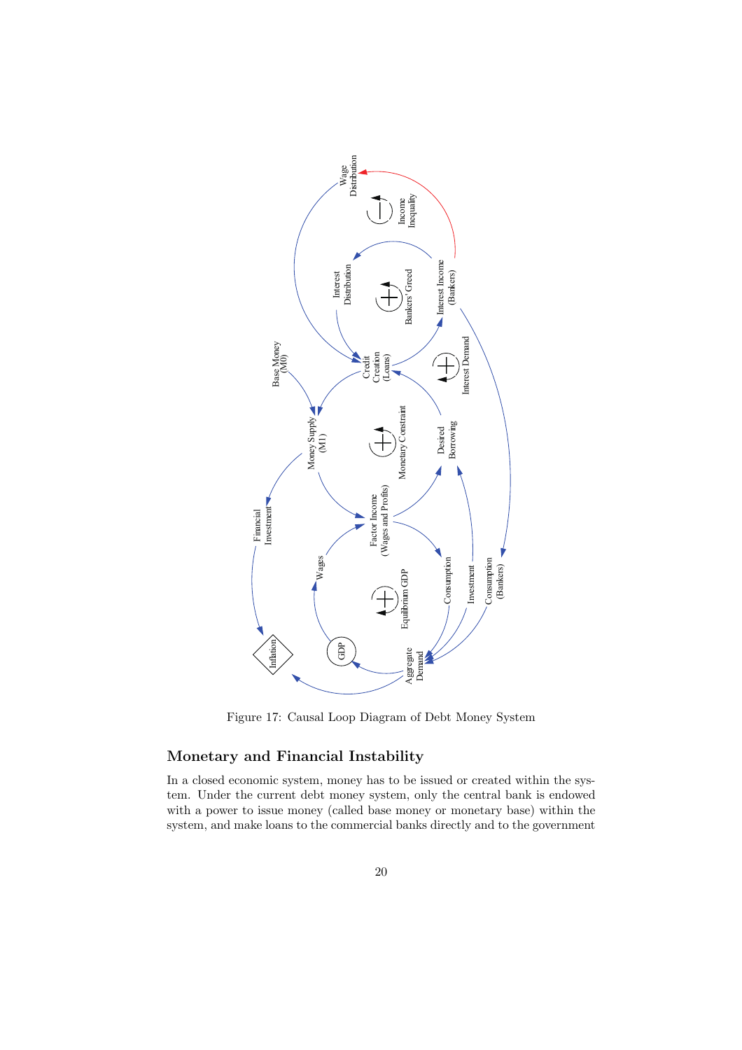Figure 17: Causal Loop Diagram of Debt Money System

## Monetary and Financial Instability

In a closed economic system, money has to be issued or created within the system. Under the current debt money system, only the central bank is endowed with a power to issue money (called base money or monetary base) within the system, and make loans to the commercial banks directly and to the government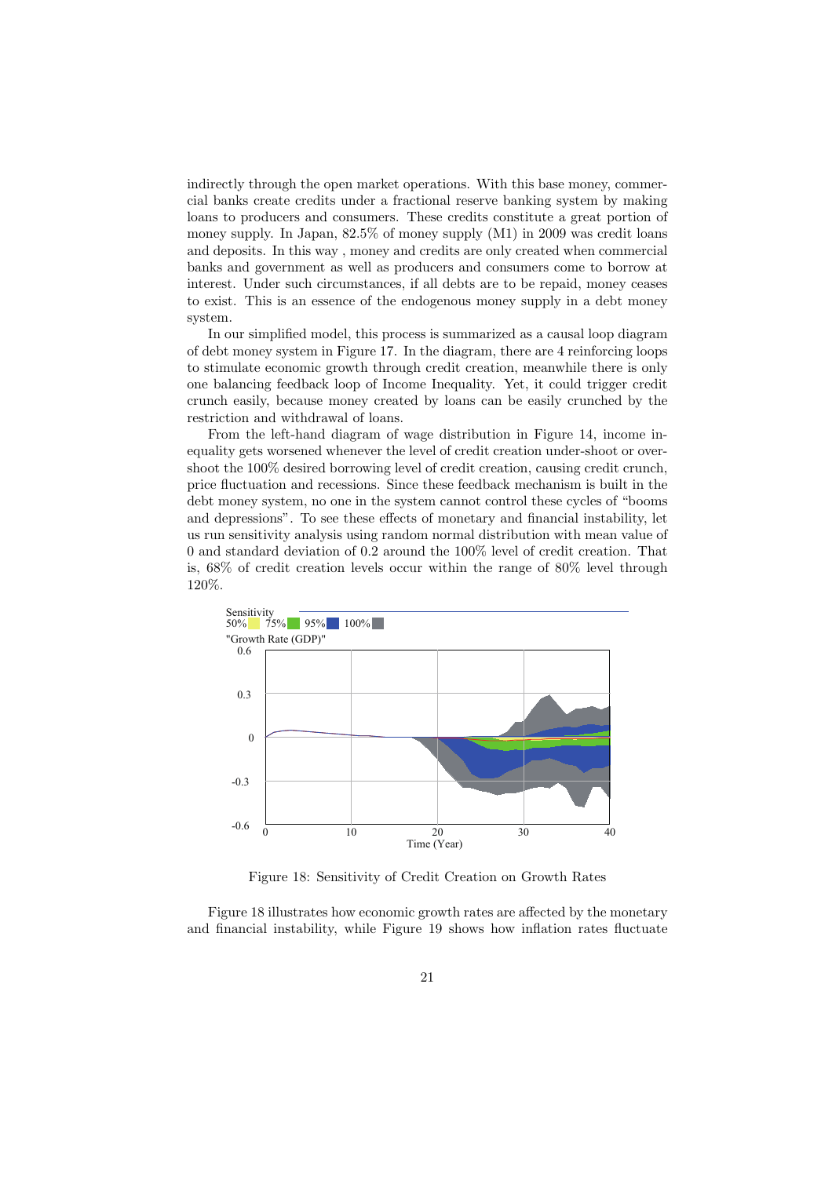indirectly through the open market operations. With this base money, commercial banks create credits under a fractional reserve banking system by making loans to producers and consumers. These credits constitute a great portion of money supply. In Japan, 82.5% of money supply (M1) in 2009 was credit loans and deposits. In this way , money and credits are only created when commercial banks and government as well as producers and consumers come to borrow at interest. Under such circumstances, if all debts are to be repaid, money ceases to exist. This is an essence of the endogenous money supply in a debt money system.

In our simplified model, this process is summarized as a causal loop diagram of debt money system in Figure 17. In the diagram, there are 4 reinforcing loops to stimulate economic growth through credit creation, meanwhile there is only one balancing feedback loop of Income Inequality. Yet, it could trigger credit crunch easily, because money created by loans can be easily crunched by the restriction and withdrawal of loans.

From the left-hand diagram of wage distribution in Figure 14, income inequality gets worsened whenever the level of credit creation under-shoot or overshoot the 100% desired borrowing level of credit creation, causing credit crunch, price fluctuation and recessions. Since these feedback mechanism is built in the debt money system, no one in the system cannot control these cycles of "booms and depressions". To see these effects of monetary and financial instability, let us run sensitivity analysis using random normal distribution with mean value of 0 and standard deviation of 0.2 around the 100% level of credit creation. That is, 68% of credit creation levels occur within the range of 80% level through 120%.

Figure 18: Sensitivity of Credit Creation on Growth Rates

Figure 18 illustrates how economic growth rates are affected by the monetary and financial instability, while Figure 19 shows how inflation rates fluctuate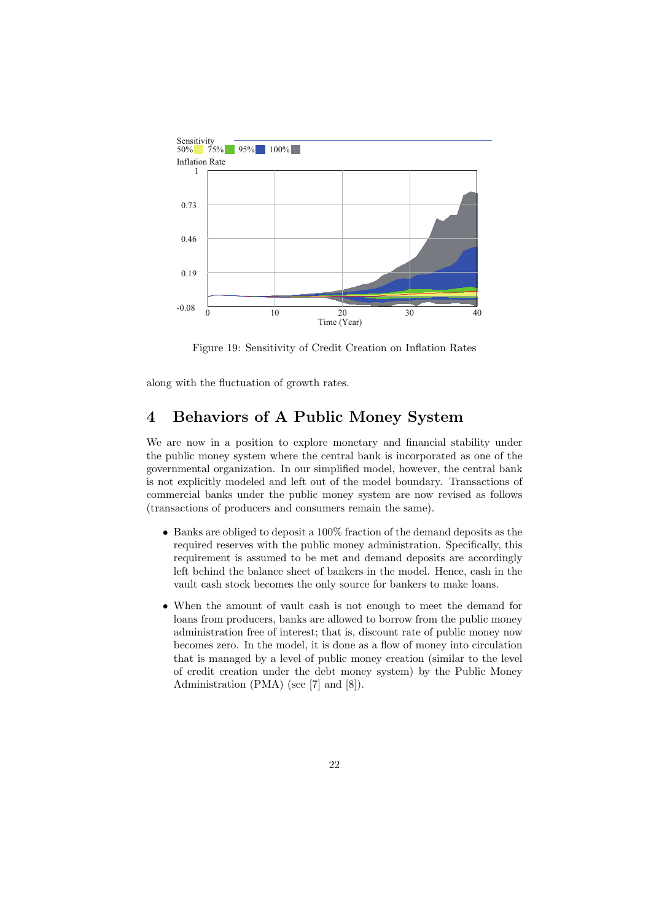Figure 19: Sensitivity of Credit Creation on Inflation Rates

along with the fluctuation of growth rates.

## 4 Behaviors of A Public Money System

We are now in a position to explore monetary and financial stability under the public money system where the central bank is incorporated as one of the governmental organization. In our simplified model, however, the central bank is not explicitly modeled and left out of the model boundary. Transactions of commercial banks under the public money system are now revised as follows (transactions of producers and consumers remain the same).

- Banks are obliged to deposit a 100% fraction of the demand deposits as the required reserves with the public money administration. Specifically, this requirement is assumed to be met and demand deposits are accordingly left behind the balance sheet of bankers in the model. Hence, cash in the vault cash stock becomes the only source for bankers to make loans.
- When the amount of vault cash is not enough to meet the demand for loans from producers, banks are allowed to borrow from the public money administration free of interest; that is, discount rate of public money now becomes zero. In the model, it is done as a flow of money into circulation that is managed by a level of public money creation (similar to the level of credit creation under the debt money system) by the Public Money Administration (PMA) (see [7] and [8]).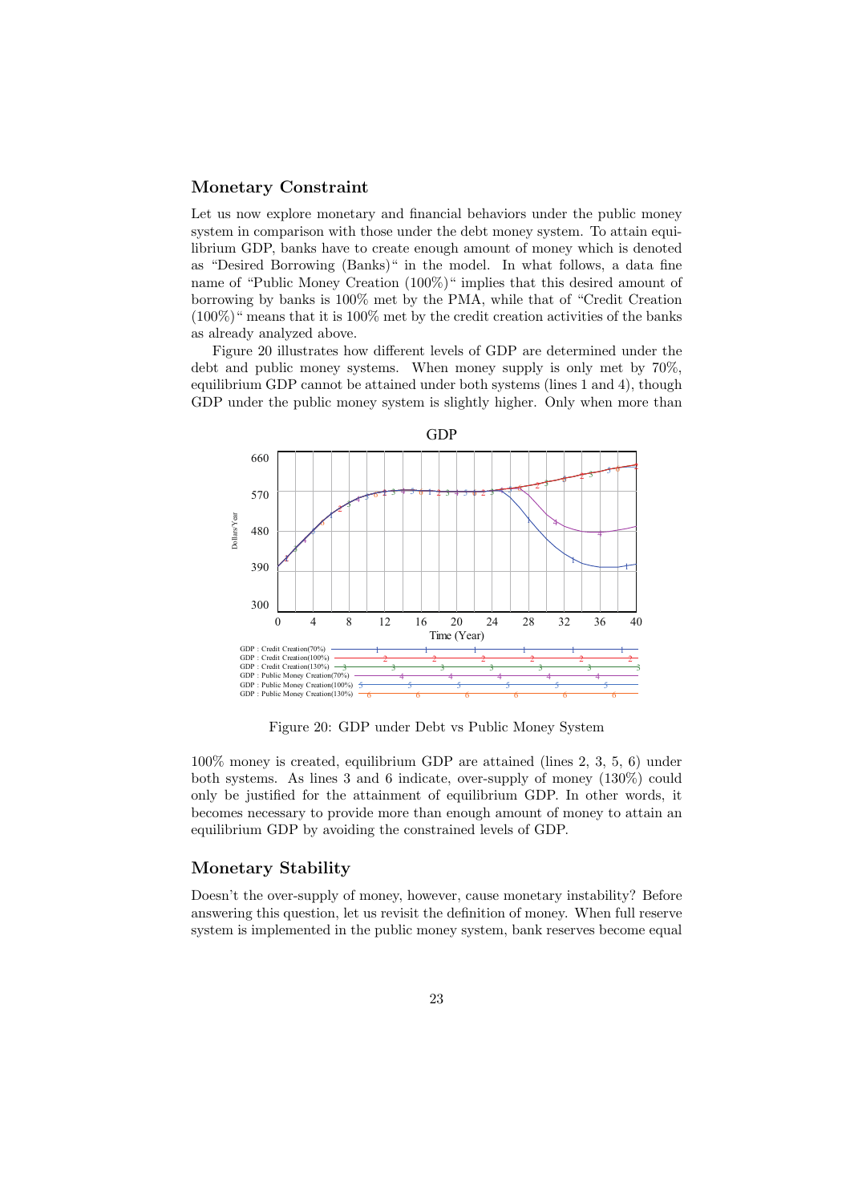## Monetary Constraint

Let us now explore monetary and financial behaviors under the public money system in comparison with those under the debt money system. To attain equilibrium GDP, banks have to create enough amount of money which is denoted as "Desired Borrowing (Banks)" in the model. In what follows, a data fine name of "Public Money Creation (100%)" implies that this desired amount of borrowing by banks is 100% met by the PMA, while that of "Credit Creation (100%)" means that it is 100% met by the credit creation activities of the banks as already analyzed above.

Figure 20 illustrates how different levels of GDP are determined under the debt and public money systems. When money supply is only met by 70%, equilibrium GDP cannot be attained under both systems (lines 1 and 4), though GDP under the public money system is slightly higher. Only when more than 100% money is created, equilibrium GDP are attained (lines 2, 3, 5, 6) under both systems. As lines 3 and 6 indicate, over-supply of money (130%) could only be justified for the attainment of equilibrium GDP. In other words, it becomes necessary to provide more than enough amount of money to attain an equilibrium GDP by avoiding the constrained levels of GDP.

Figure 20: GDP under Debt vs Public Money System

## Monetary Stability

Doesn't the over-supply of money, however, cause monetary instability? Before answering this question, let us revisit the definition of money. When full reserve system is implemented in the public money system, bank reserves become equal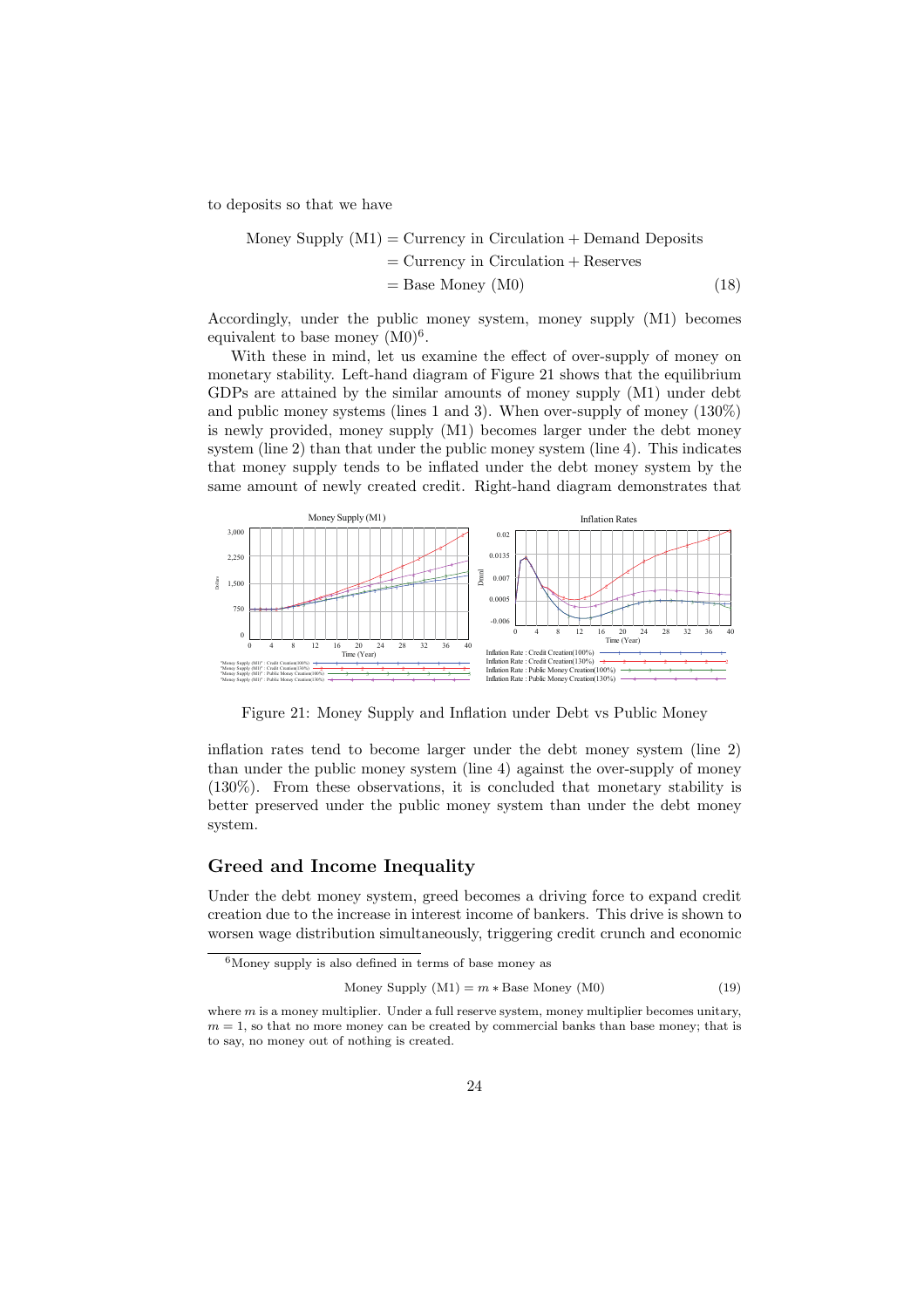to deposits so that we have

$$
\begin{aligned}
\text{Money Supply (M1)} &= \text{Currency in Circulation} + \text{Demand Deposits} \\
&= \text{Currency in Circulation} + \text{Reserves} \\
&= \text{Base Money (M0)}
\end{aligned}
\tag{18}
$$

Accordingly, under the public money system, money supply (M1) becomes equivalent to base money (M0)[6].

With these in mind, let us examine the effect of over-supply of money on monetary stability. Left-hand diagram of Figure 21 shows that the equilibrium GDPs are attained by the similar amounts of money supply (M1) under debt and public money systems (lines 1 and 3). When over-supply of money (130%) is newly provided, money supply (M1) becomes larger under the debt money system (line 2) than that under the public money system (line 4). This indicates that money supply tends to be inflated under the debt money system by the same amount of newly created credit. Right-hand diagram demonstrates that inflation rates tend to become larger under the debt money system (line 2) than under the public money system (line 4) against the over-supply of money (130%). From these observations, it is concluded that monetary stability is better preserved under the public money system than under the debt money system.

Figure 21: Money Supply and Inflation under Debt vs Public Money

## Greed and Income Inequality

Under the debt money system, greed becomes a driving force to expand credit creation due to the increase in interest income of bankers. This drive is shown to worsen wage distribution simultaneously, triggering credit crunch and economic

---

[6] Money supply is also defined in terms of base money as

$$
\text{Money Supply (M1)} = m * \text{Base Money (M0)} \tag{19}
$$

where $m$ is a money multiplier. Under a full reserve system, money multiplier becomes unitary, $m = 1$, so that no more money can be created by commercial banks than base money; that is to say, no money out of nothing is created.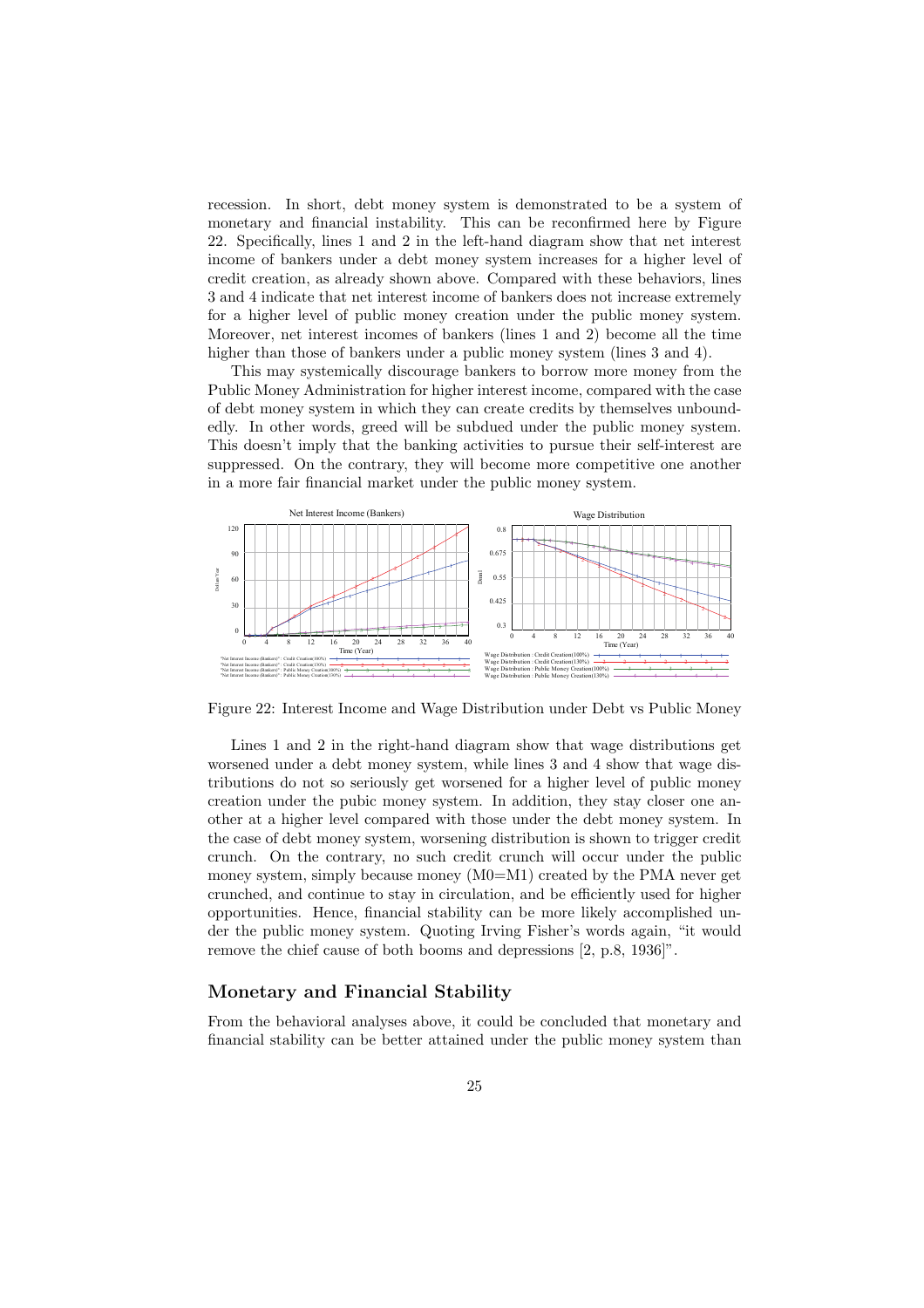recession. In short, debt money system is demonstrated to be a system of monetary and financial instability. This can be reconfirmed here by Figure 22. Specifically, lines 1 and 2 in the left-hand diagram show that net interest income of bankers under a debt money system increases for a higher level of credit creation, as already shown above. Compared with these behaviors, lines 3 and 4 indicate that net interest income of bankers does not increase extremely for a higher level of public money creation under the public money system. Moreover, net interest incomes of bankers (lines 1 and 2) become all the time higher than those of bankers under a public money system (lines 3 and 4).

This may systemically discourage bankers to borrow more money from the Public Money Administration for higher interest income, compared with the case of debt money system in which they can create credits by themselves unboundedly. In other words, greed will be subdued under the public money system. This doesn't imply that the banking activities to pursue their self-interest are suppressed. On the contrary, they will become more competitive one another in a more fair financial market under the public money system.

Figure 22: Interest Income and Wage Distribution under Debt vs Public Money

Lines 1 and 2 in the right-hand diagram show that wage distributions get worsened under a debt money system, while lines 3 and 4 show that wage distributions do not so seriously get worsened for a higher level of public money creation under the pubic money system. In addition, they stay closer one another at a higher level compared with those under the debt money system. In the case of debt money system, worsening distribution is shown to trigger credit crunch. On the contrary, no such credit crunch will occur under the public money system, simply because money (M0=M1) created by the PMA never get crunched, and continue to stay in circulation, and be efficiently used for higher opportunities. Hence, financial stability can be more likely accomplished under the public money system. Quoting Irving Fisher's words again, "it would remove the chief cause of both booms and depressions [2, p.8, 1936]".

## Monetary and Financial Stability

From the behavioral analyses above, it could be concluded that monetary and financial stability can be better attained under the public money system than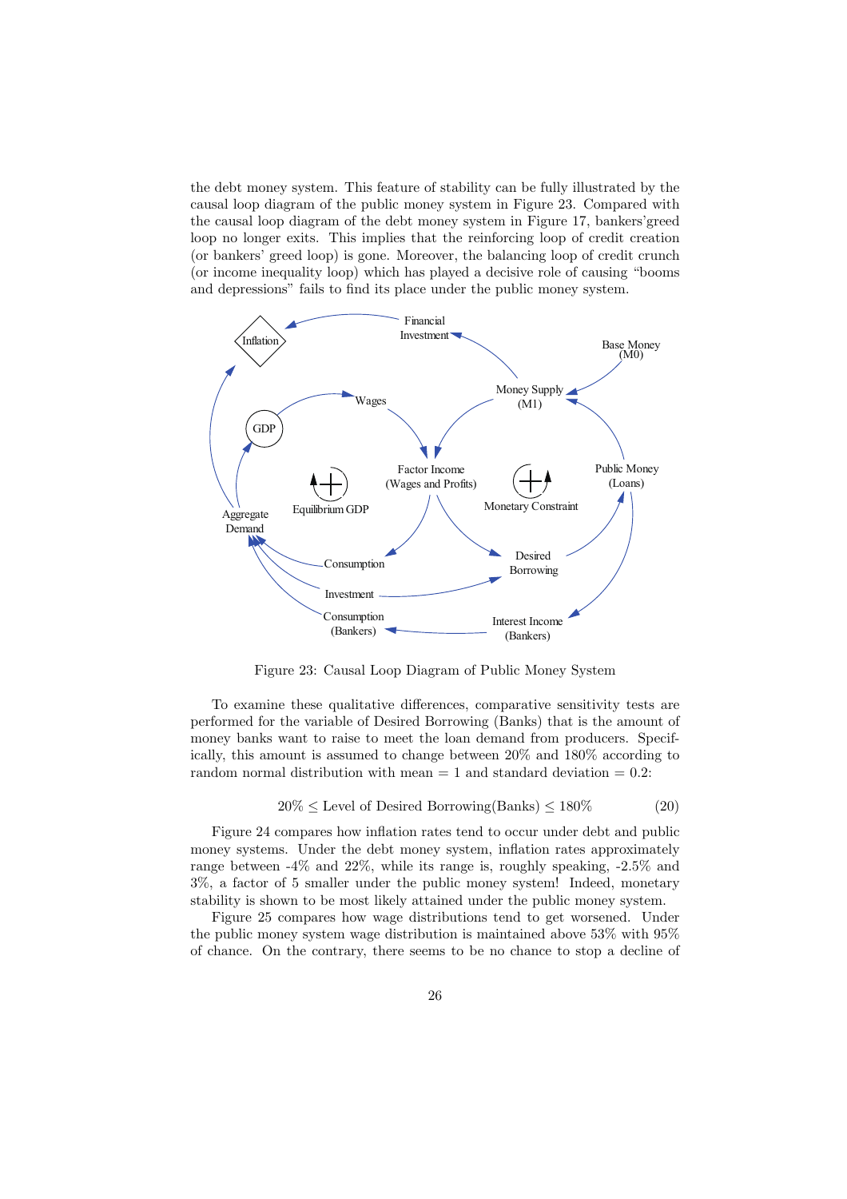the debt money system. This feature of stability can be fully illustrated by the causal loop diagram of the public money system in Figure 23. Compared with the causal loop diagram of the debt money system in Figure 17, bankers'greed loop no longer exits. This implies that the reinforcing loop of credit creation (or bankers' greed loop) is gone. Moreover, the balancing loop of credit crunch (or income inequality loop) which has played a decisive role of causing "booms and depressions" fails to find its place under the public money system.

Figure 23: Causal Loop Diagram of Public Money System

To examine these qualitative differences, comparative sensitivity tests are performed for the variable of Desired Borrowing (Banks) that is the amount of money banks want to raise to meet the loan demand from producers. Specifically, this amount is assumed to change between 20% and 180% according to random normal distribution with mean = 1 and standard deviation = 0.2:

$$20\% \leq \text{Level of Desired Borrowing(Banks)} \leq 180\% \tag{20}$$

Figure 24 compares how inflation rates tend to occur under debt and public money systems. Under the debt money system, inflation rates approximately range between -4% and 22%, while its range is, roughly speaking, -2.5% and 3%, a factor of 5 smaller under the public money system! Indeed, monetary stability is shown to be most likely attained under the public money system.

Figure 25 compares how wage distributions tend to get worsened. Under the public money system wage distribution is maintained above 53% with 95% of chance. On the contrary, there seems to be no chance to stop a decline of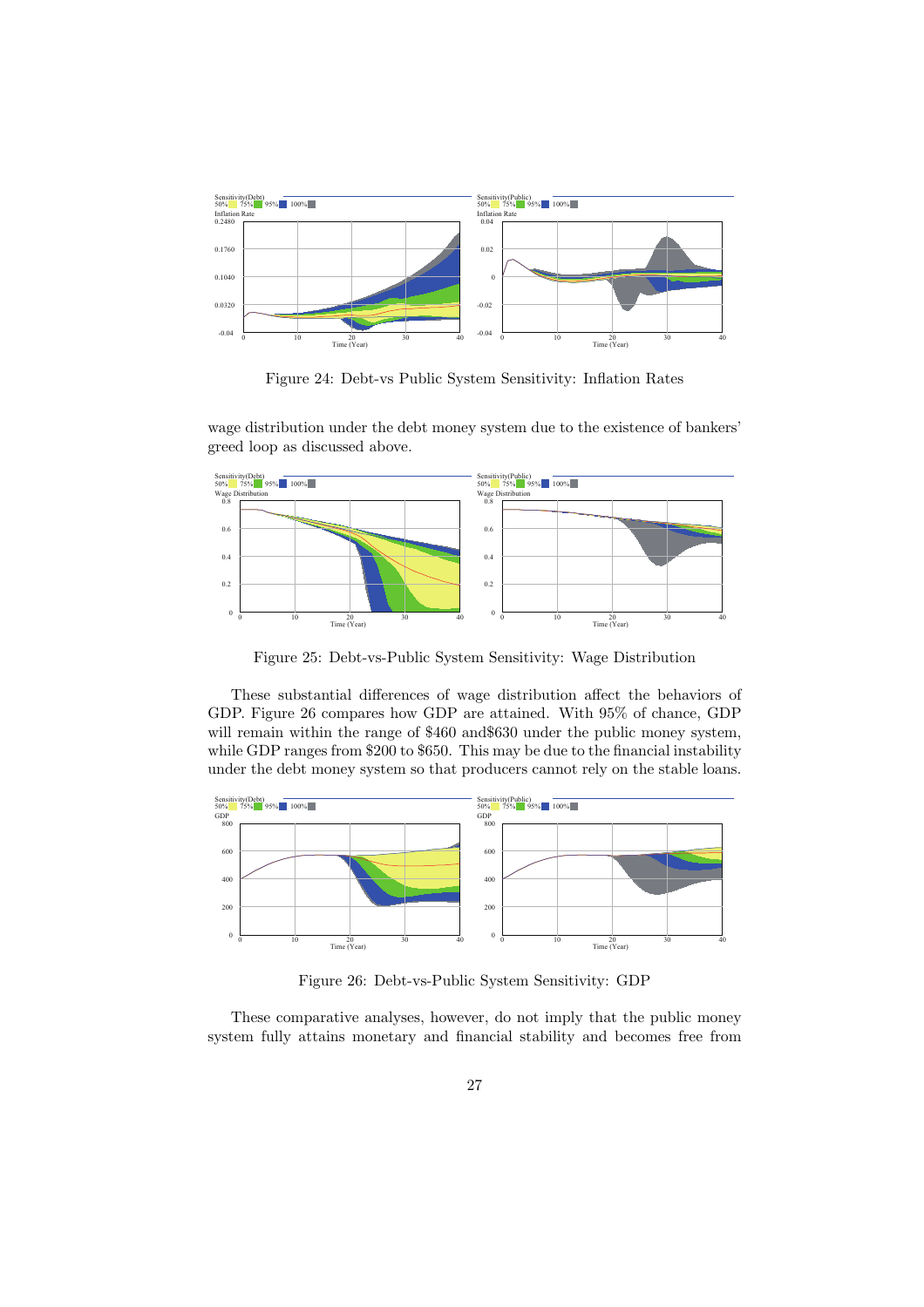Figure 24: Debt-vs Public System Sensitivity: Inflation Rates

wage distribution under the debt money system due to the existence of bankers' greed loop as discussed above.

Figure 25: Debt-vs-Public System Sensitivity: Wage Distribution

These substantial differences of wage distribution affect the behaviors of GDP. Figure 26 compares how GDP are attained. With 95% of chance, GDP will remain within the range of \$460 and\$630 under the public money system, while GDP ranges from \$200 to \$650. This may be due to the financial instability under the debt money system so that producers cannot rely on the stable loans.

Figure 26: Debt-vs-Public System Sensitivity: GDP

These comparative analyses, however, do not imply that the public money system fully attains monetary and financial stability and becomes free from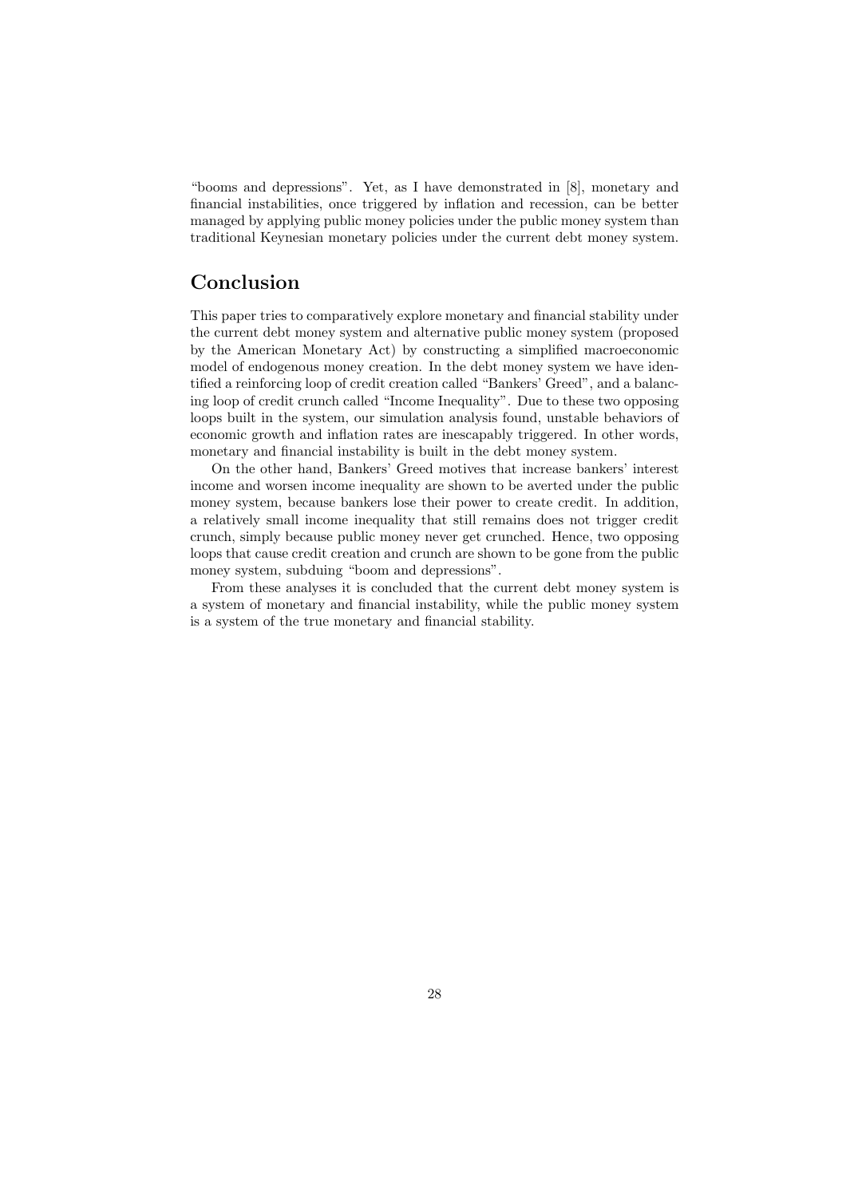"booms and depressions". Yet, as I have demonstrated in [8], monetary and financial instabilities, once triggered by inflation and recession, can be better managed by applying public money policies under the public money system than traditional Keynesian monetary policies under the current debt money system.

## Conclusion

This paper tries to comparatively explore monetary and financial stability under the current debt money system and alternative public money system (proposed by the American Monetary Act) by constructing a simplified macroeconomic model of endogenous money creation. In the debt money system we have identified a reinforcing loop of credit creation called "Bankers' Greed", and a balancing loop of credit crunch called "Income Inequality". Due to these two opposing loops built in the system, our simulation analysis found, unstable behaviors of economic growth and inflation rates are inescapably triggered. In other words, monetary and financial instability is built in the debt money system.

On the other hand, Bankers' Greed motives that increase bankers' interest income and worsen income inequality are shown to be averted under the public money system, because bankers lose their power to create credit. In addition, a relatively small income inequality that still remains does not trigger credit crunch, simply because public money never get crunched. Hence, two opposing loops that cause credit creation and crunch are shown to be gone from the public money system, subduing "boom and depressions".

From these analyses it is concluded that the current debt money system is a system of monetary and financial instability, while the public money system is a system of the true monetary and financial stability.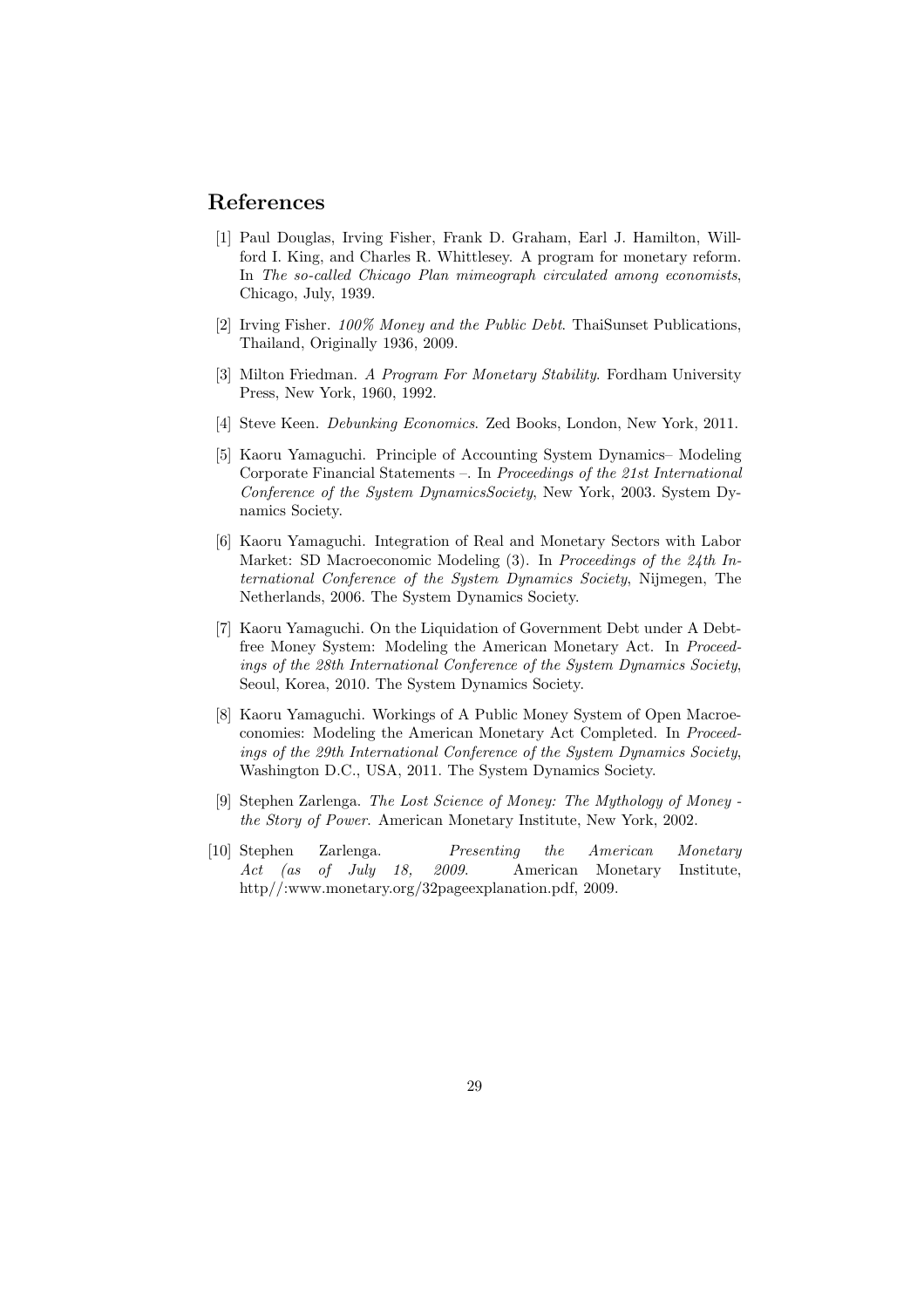## References

[1] Paul Douglas, Irving Fisher, Frank D. Graham, Earl J. Hamilton, Willford I. King, and Charles R. Whittlesey. A program for monetary reform. In *The so-called Chicago Plan mimeograph circulated among economists*, Chicago, July, 1939.

[2] Irving Fisher. *100% Money and the Public Debt*. ThaiSunset Publications, Thailand, Originally 1936, 2009.

[3] Milton Friedman. *A Program For Monetary Stability*. Fordham University Press, New York, 1960, 1992.

[4] Steve Keen. *Debunking Economics*. Zed Books, London, New York, 2011.

[5] Kaoru Yamaguchi. Principle of Accounting System Dynamics– Modeling Corporate Financial Statements –. In *Proceedings of the 21st International Conference of the System DynamicsSociety*, New York, 2003. System Dynamics Society.

[6] Kaoru Yamaguchi. Integration of Real and Monetary Sectors with Labor Market: SD Macroeconomic Modeling (3). In *Proceedings of the 24th International Conference of the System Dynamics Society*, Nijmegen, The Netherlands, 2006. The System Dynamics Society.

[7] Kaoru Yamaguchi. On the Liquidation of Government Debt under A Debt-free Money System: Modeling the American Monetary Act. In *Proceedings of the 28th International Conference of the System Dynamics Society*, Seoul, Korea, 2010. The System Dynamics Society.

[8] Kaoru Yamaguchi. Workings of A Public Money System of Open Macroeconomies: Modeling the American Monetary Act Completed. In *Proceedings of the 29th International Conference of the System Dynamics Society*, Washington D.C., USA, 2011. The System Dynamics Society.

[9] Stephen Zarlenga. *The Lost Science of Money: The Mythology of Money - the Story of Power*. American Monetary Institute, New York, 2002.

[10] Stephen Zarlenga. *Presenting the American Monetary Act (as of July 18, 2009*. American Monetary Institute, http//:www.monetary.org/32pageexplanation.pdf, 2009.